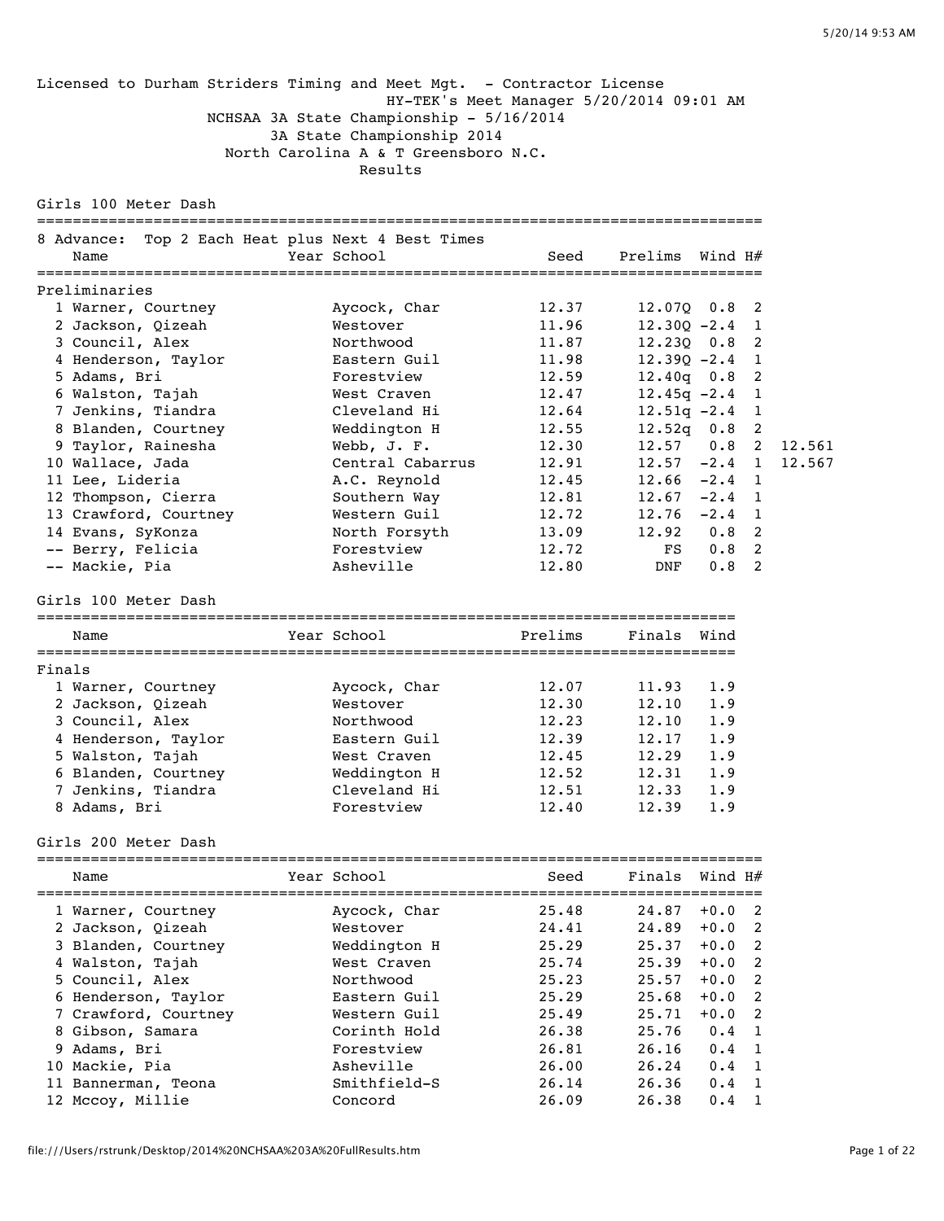Licensed to Durham Striders Timing and Meet Mgt. - Contractor License

HY-TEK's Meet Manager 5/20/2014 09:01 AM

NCHSAA 3A State Championship - 5/16/2014

3A State Championship 2014

North Carolina A & T Greensboro N.C.

Results

## Girls 100 Meter Dash

8 Advance: Top 2 Each Heat plus Next 4 Best Times

**Preliminaries**

| | Name | Year School | Seed | Prelims | Wind | H# | |
|---|---|---|---|---|---|---|---|
| 1 | Warner, Courtney | Aycock, Char | 12.37 | 12.07Q | 0.8 | 2 | |
| 2 | Jackson, Qizeah | Westover | 11.96 | 12.30Q | -2.4 | 1 | |
| 3 | Council, Alex | Northwood | 11.87 | 12.23Q | 0.8 | 2 | |
| 4 | Henderson, Taylor | Eastern Guil | 11.98 | 12.39Q | -2.4 | 1 | |
| 5 | Adams, Bri | Forestview | 12.59 | 12.40q | 0.8 | 2 | |
| 6 | Walston, Tajah | West Craven | 12.47 | 12.45q | -2.4 | 1 | |
| 7 | Jenkins, Tiandra | Cleveland Hi | 12.64 | 12.51q | -2.4 | 1 | |
| 8 | Blanden, Courtney | Weddington H | 12.55 | 12.52q | 0.8 | 2 | |
| 9 | Taylor, Rainesha | Webb, J. F. | 12.30 | 12.57 | 0.8 | 2 | 12.561 |
| 10 | Wallace, Jada | Central Cabarrus | 12.91 | 12.57 | -2.4 | 1 | 12.567 |
| 11 | Lee, Lideria | A.C. Reynold | 12.45 | 12.66 | -2.4 | 1 | |
| 12 | Thompson, Cierra | Southern Way | 12.81 | 12.67 | -2.4 | 1 | |
| 13 | Crawford, Courtney | Western Guil | 12.72 | 12.76 | -2.4 | 1 | |
| 14 | Evans, SyKonza | North Forsyth | 13.09 | 12.92 | 0.8 | 2 | |
| -- | Berry, Felicia | Forestview | 12.72 | FS | 0.8 | 2 | |
| -- | Mackie, Pia | Asheville | 12.80 | DNF | 0.8 | 2 | |

## Girls 100 Meter Dash

**Finals**

| | Name | Year School | Prelims | Finals | Wind |
|---|---|---|---|---|---|
| 1 | Warner, Courtney | Aycock, Char | 12.07 | 11.93 | 1.9 |
| 2 | Jackson, Qizeah | Westover | 12.30 | 12.10 | 1.9 |
| 3 | Council, Alex | Northwood | 12.23 | 12.10 | 1.9 |
| 4 | Henderson, Taylor | Eastern Guil | 12.39 | 12.17 | 1.9 |
| 5 | Walston, Tajah | West Craven | 12.45 | 12.29 | 1.9 |
| 6 | Blanden, Courtney | Weddington H | 12.52 | 12.31 | 1.9 |
| 7 | Jenkins, Tiandra | Cleveland Hi | 12.51 | 12.33 | 1.9 |
| 8 | Adams, Bri | Forestview | 12.40 | 12.39 | 1.9 |

## Girls 200 Meter Dash

| | Name | Year School | Seed | Finals | Wind | H# |
|---|---|---|---|---|---|---|
| 1 | Warner, Courtney | Aycock, Char | 25.48 | 24.87 | +0.0 | 2 |
| 2 | Jackson, Qizeah | Westover | 24.41 | 24.89 | +0.0 | 2 |
| 3 | Blanden, Courtney | Weddington H | 25.29 | 25.37 | +0.0 | 2 |
| 4 | Walston, Tajah | West Craven | 25.74 | 25.39 | +0.0 | 2 |
| 5 | Council, Alex | Northwood | 25.23 | 25.57 | +0.0 | 2 |
| 6 | Henderson, Taylor | Eastern Guil | 25.29 | 25.68 | +0.0 | 2 |
| 7 | Crawford, Courtney | Western Guil | 25.49 | 25.71 | +0.0 | 2 |
| 8 | Gibson, Samara | Corinth Hold | 26.38 | 25.76 | 0.4 | 1 |
| 9 | Adams, Bri | Forestview | 26.81 | 26.16 | 0.4 | 1 |
| 10 | Mackie, Pia | Asheville | 26.00 | 26.24 | 0.4 | 1 |
| 11 | Bannerman, Teona | Smithfield-S | 26.14 | 26.36 | 0.4 | 1 |
| 12 | Mccoy, Millie | Concord | 26.09 | 26.38 | 0.4 | 1 |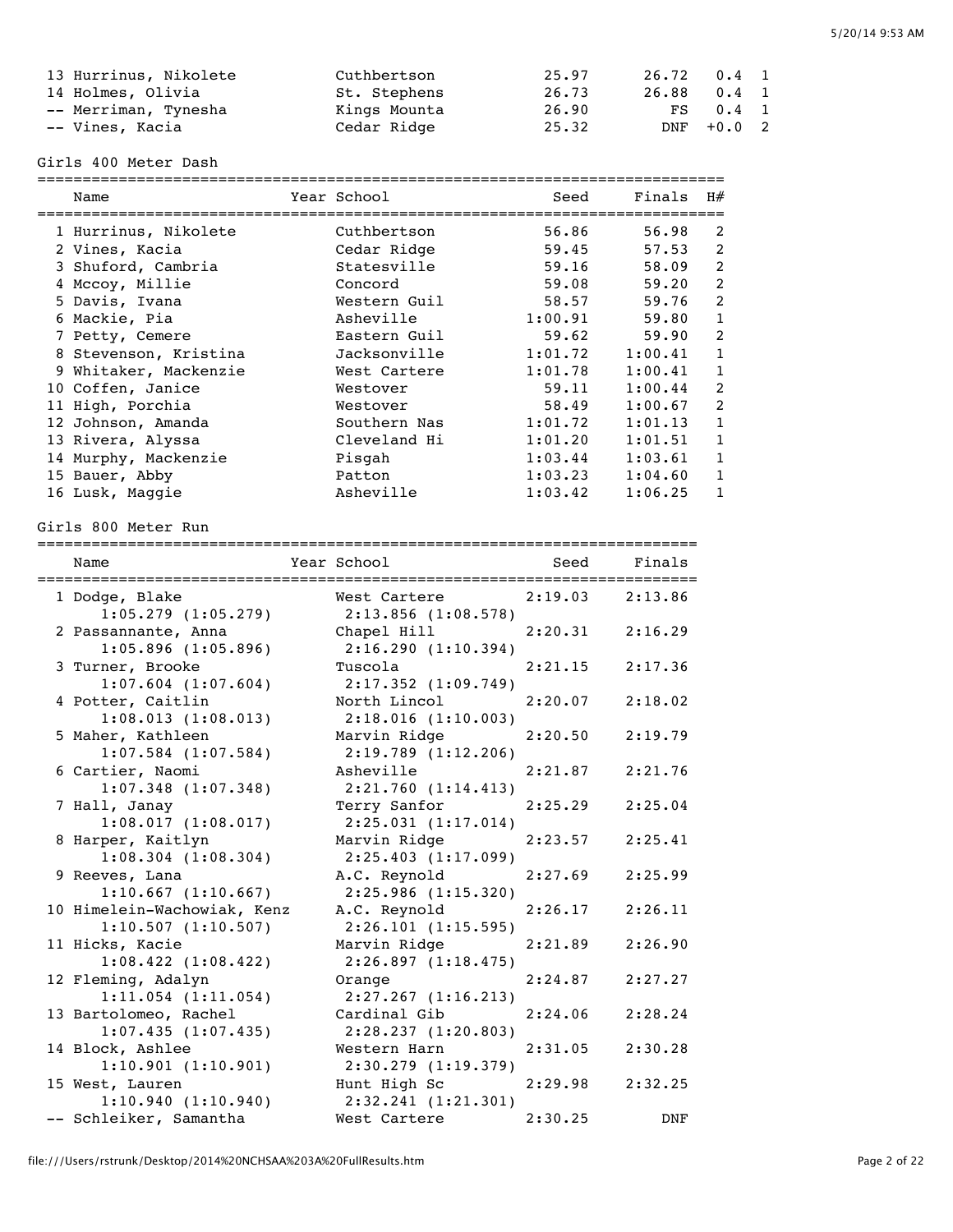| | Name | Year | School | Seed | Finals | Wind | H# |
|---|---|---|---|---|---|---|---|
| 13 | Hurrinus, Nikolete | | Cuthbertson | 25.97 | 26.72 | 0.4 | 1 |
| 14 | Holmes, Olivia | | St. Stephens | 26.73 | 26.88 | 0.4 | 1 |
| -- | Merriman, Tynesha | | Kings Mounta | 26.90 | FS | 0.4 | 1 |
| -- | Vines, Kacia | | Cedar Ridge | 25.32 | DNF | +0.0 | 2 |

Girls 400 Meter Dash

| | Name | Year | School | Seed | Finals | H# |
|---|---|---|---|---|---|---|
| 1 | Hurrinus, Nikolete | | Cuthbertson | 56.86 | 56.98 | 2 |
| 2 | Vines, Kacia | | Cedar Ridge | 59.45 | 57.53 | 2 |
| 3 | Shuford, Cambria | | Statesville | 59.16 | 58.09 | 2 |
| 4 | Mccoy, Millie | | Concord | 59.08 | 59.20 | 2 |
| 5 | Davis, Ivana | | Western Guil | 58.57 | 59.76 | 2 |
| 6 | Mackie, Pia | | Asheville | 1:00.91 | 59.80 | 1 |
| 7 | Petty, Cemere | | Eastern Guil | 59.62 | 59.90 | 2 |
| 8 | Stevenson, Kristina | | Jacksonville | 1:01.72 | 1:00.41 | 1 |
| 9 | Whitaker, Mackenzie | | West Cartere | 1:01.78 | 1:00.41 | 1 |
| 10 | Coffen, Janice | | Westover | 59.11 | 1:00.44 | 2 |
| 11 | High, Porchia | | Westover | 58.49 | 1:00.67 | 2 |
| 12 | Johnson, Amanda | | Southern Nas | 1:01.72 | 1:01.13 | 1 |
| 13 | Rivera, Alyssa | | Cleveland Hi | 1:01.20 | 1:01.51 | 1 |
| 14 | Murphy, Mackenzie | | Pisgah | 1:03.44 | 1:03.61 | 1 |
| 15 | Bauer, Abby | | Patton | 1:03.23 | 1:04.60 | 1 |
| 16 | Lusk, Maggie | | Asheville | 1:03.42 | 1:06.25 | 1 |

Girls 800 Meter Run

| | Name | Year | School | Seed | Finals |
|---|---|---|---|---|---|
| 1 | Dodge, Blake | | West Cartere | 2:19.03 | 2:13.86 |
| | 1:05.279 (1:05.279) | | 2:13.856 (1:08.578) | | |
| 2 | Passannante, Anna | | Chapel Hill | 2:20.31 | 2:16.29 |
| | 1:05.896 (1:05.896) | | 2:16.290 (1:10.394) | | |
| 3 | Turner, Brooke | | Tuscola | 2:21.15 | 2:17.36 |
| | 1:07.604 (1:07.604) | | 2:17.352 (1:09.749) | | |
| 4 | Potter, Caitlin | | North Lincol | 2:20.07 | 2:18.02 |
| | 1:08.013 (1:08.013) | | 2:18.016 (1:10.003) | | |
| 5 | Maher, Kathleen | | Marvin Ridge | 2:20.50 | 2:19.79 |
| | 1:07.584 (1:07.584) | | 2:19.789 (1:12.206) | | |
| 6 | Cartier, Naomi | | Asheville | 2:21.87 | 2:21.76 |
| | 1:07.348 (1:07.348) | | 2:21.760 (1:14.413) | | |
| 7 | Hall, Janay | | Terry Sanfor | 2:25.29 | 2:25.04 |
| | 1:08.017 (1:08.017) | | 2:25.031 (1:17.014) | | |
| 8 | Harper, Kaitlyn | | Marvin Ridge | 2:23.57 | 2:25.41 |
| | 1:08.304 (1:08.304) | | 2:25.403 (1:17.099) | | |
| 9 | Reeves, Lana | | A.C. Reynold | 2:27.69 | 2:25.99 |
| | 1:10.667 (1:10.667) | | 2:25.986 (1:15.320) | | |
| 10 | Himelein-Wachowiak, Kenz | | A.C. Reynold | 2:26.17 | 2:26.11 |
| | 1:10.507 (1:10.507) | | 2:26.101 (1:15.595) | | |
| 11 | Hicks, Kacie | | Marvin Ridge | 2:21.89 | 2:26.90 |
| | 1:08.422 (1:08.422) | | 2:26.897 (1:18.475) | | |
| 12 | Fleming, Adalyn | | Orange | 2:24.87 | 2:27.27 |
| | 1:11.054 (1:11.054) | | 2:27.267 (1:16.213) | | |
| 13 | Bartolomeo, Rachel | | Cardinal Gib | 2:24.06 | 2:28.24 |
| | 1:07.435 (1:07.435) | | 2:28.237 (1:20.803) | | |
| 14 | Block, Ashlee | | Western Harn | 2:31.05 | 2:30.28 |
| | 1:10.901 (1:10.901) | | 2:30.279 (1:19.379) | | |
| 15 | West, Lauren | | Hunt High Sc | 2:29.98 | 2:32.25 |
| | 1:10.940 (1:10.940) | | 2:32.241 (1:21.301) | | |
| -- | Schleiker, Samantha | | West Cartere | 2:30.25 | DNF |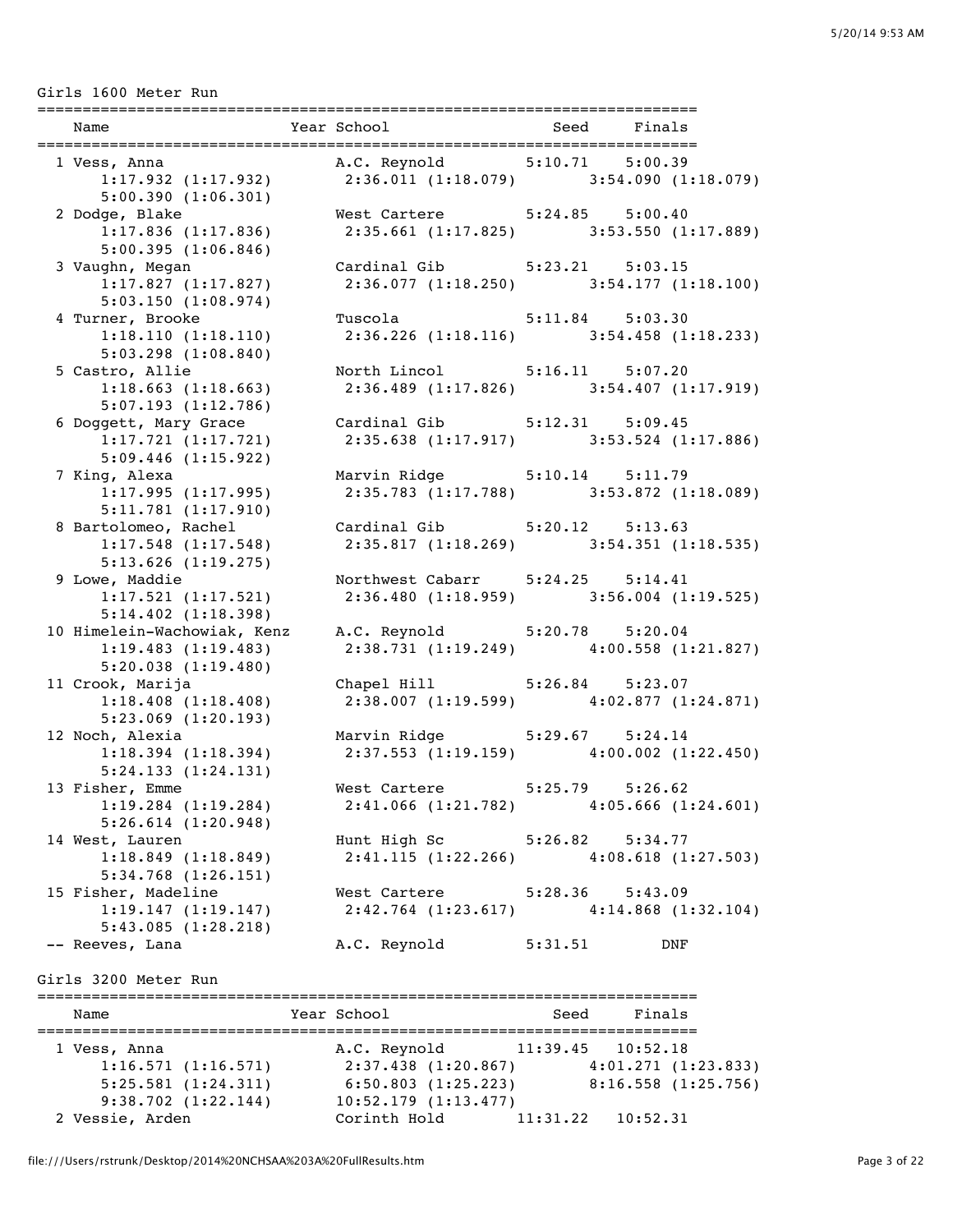## Girls 1600 Meter Run

| Place | Name | Year | School | Seed | Finals |
|---|---|---|---|---|---|
| 1 | Vess, Anna | | A.C. Reynold | 5:10.71 | 5:00.39 |
| | 1:17.932 (1:17.932) | | 2:36.011 (1:18.079) | | 3:54.090 (1:18.079) |
| | 5:00.390 (1:06.301) | | | | |
| 2 | Dodge, Blake | | West Cartere | 5:24.85 | 5:00.40 |
| | 1:17.836 (1:17.836) | | 2:35.661 (1:17.825) | | 3:53.550 (1:17.889) |
| | 5:00.395 (1:06.846) | | | | |
| 3 | Vaughn, Megan | | Cardinal Gib | 5:23.21 | 5:03.15 |
| | 1:17.827 (1:17.827) | | 2:36.077 (1:18.250) | | 3:54.177 (1:18.100) |
| | 5:03.150 (1:08.974) | | | | |
| 4 | Turner, Brooke | | Tuscola | 5:11.84 | 5:03.30 |
| | 1:18.110 (1:18.110) | | 2:36.226 (1:18.116) | | 3:54.458 (1:18.233) |
| | 5:03.298 (1:08.840) | | | | |
| 5 | Castro, Allie | | North Lincol | 5:16.11 | 5:07.20 |
| | 1:18.663 (1:18.663) | | 2:36.489 (1:17.826) | | 3:54.407 (1:17.919) |
| | 5:07.193 (1:12.786) | | | | |
| 6 | Doggett, Mary Grace | | Cardinal Gib | 5:12.31 | 5:09.45 |
| | 1:17.721 (1:17.721) | | 2:35.638 (1:17.917) | | 3:53.524 (1:17.886) |
| | 5:09.446 (1:15.922) | | | | |
| 7 | King, Alexa | | Marvin Ridge | 5:10.14 | 5:11.79 |
| | 1:17.995 (1:17.995) | | 2:35.783 (1:17.788) | | 3:53.872 (1:18.089) |
| | 5:11.781 (1:17.910) | | | | |
| 8 | Bartolomeo, Rachel | | Cardinal Gib | 5:20.12 | 5:13.63 |
| | 1:17.548 (1:17.548) | | 2:35.817 (1:18.269) | | 3:54.351 (1:18.535) |
| | 5:13.626 (1:19.275) | | | | |
| 9 | Lowe, Maddie | | Northwest Cabarr | 5:24.25 | 5:14.41 |
| | 1:17.521 (1:17.521) | | 2:36.480 (1:18.959) | | 3:56.004 (1:19.525) |
| | 5:14.402 (1:18.398) | | | | |
| 10 | Himelein-Wachowiak, Kenz | | A.C. Reynold | 5:20.78 | 5:20.04 |
| | 1:19.483 (1:19.483) | | 2:38.731 (1:19.249) | | 4:00.558 (1:21.827) |
| | 5:20.038 (1:19.480) | | | | |
| 11 | Crook, Marija | | Chapel Hill | 5:26.84 | 5:23.07 |
| | 1:18.408 (1:18.408) | | 2:38.007 (1:19.599) | | 4:02.877 (1:24.871) |
| | 5:23.069 (1:20.193) | | | | |
| 12 | Noch, Alexia | | Marvin Ridge | 5:29.67 | 5:24.14 |
| | 1:18.394 (1:18.394) | | 2:37.553 (1:19.159) | | 4:00.002 (1:22.450) |
| | 5:24.133 (1:24.131) | | | | |
| 13 | Fisher, Emme | | West Cartere | 5:25.79 | 5:26.62 |
| | 1:19.284 (1:19.284) | | 2:41.066 (1:21.782) | | 4:05.666 (1:24.601) |
| | 5:26.614 (1:20.948) | | | | |
| 14 | West, Lauren | | Hunt High Sc | 5:26.82 | 5:34.77 |
| | 1:18.849 (1:18.849) | | 2:41.115 (1:22.266) | | 4:08.618 (1:27.503) |
| | 5:34.768 (1:26.151) | | | | |
| 15 | Fisher, Madeline | | West Cartere | 5:28.36 | 5:43.09 |
| | 1:19.147 (1:19.147) | | 2:42.764 (1:23.617) | | 4:14.868 (1:32.104) |
| | 5:43.085 (1:28.218) | | | | |
| -- | Reeves, Lana | | A.C. Reynold | 5:31.51 | DNF |

## Girls 3200 Meter Run

| Place | Name | Year | School | Seed | Finals |
|---|---|---|---|---|---|
| 1 | Vess, Anna | | A.C. Reynold | 11:39.45 | 10:52.18 |
| | 1:16.571 (1:16.571) | | 2:37.438 (1:20.867) | | 4:01.271 (1:23.833) |
| | 5:25.581 (1:24.311) | | 6:50.803 (1:25.223) | | 8:16.558 (1:25.756) |
| | 9:38.702 (1:22.144) | | 10:52.179 (1:13.477) | | |
| 2 | Vessie, Arden | | Corinth Hold | 11:31.22 | 10:52.31 |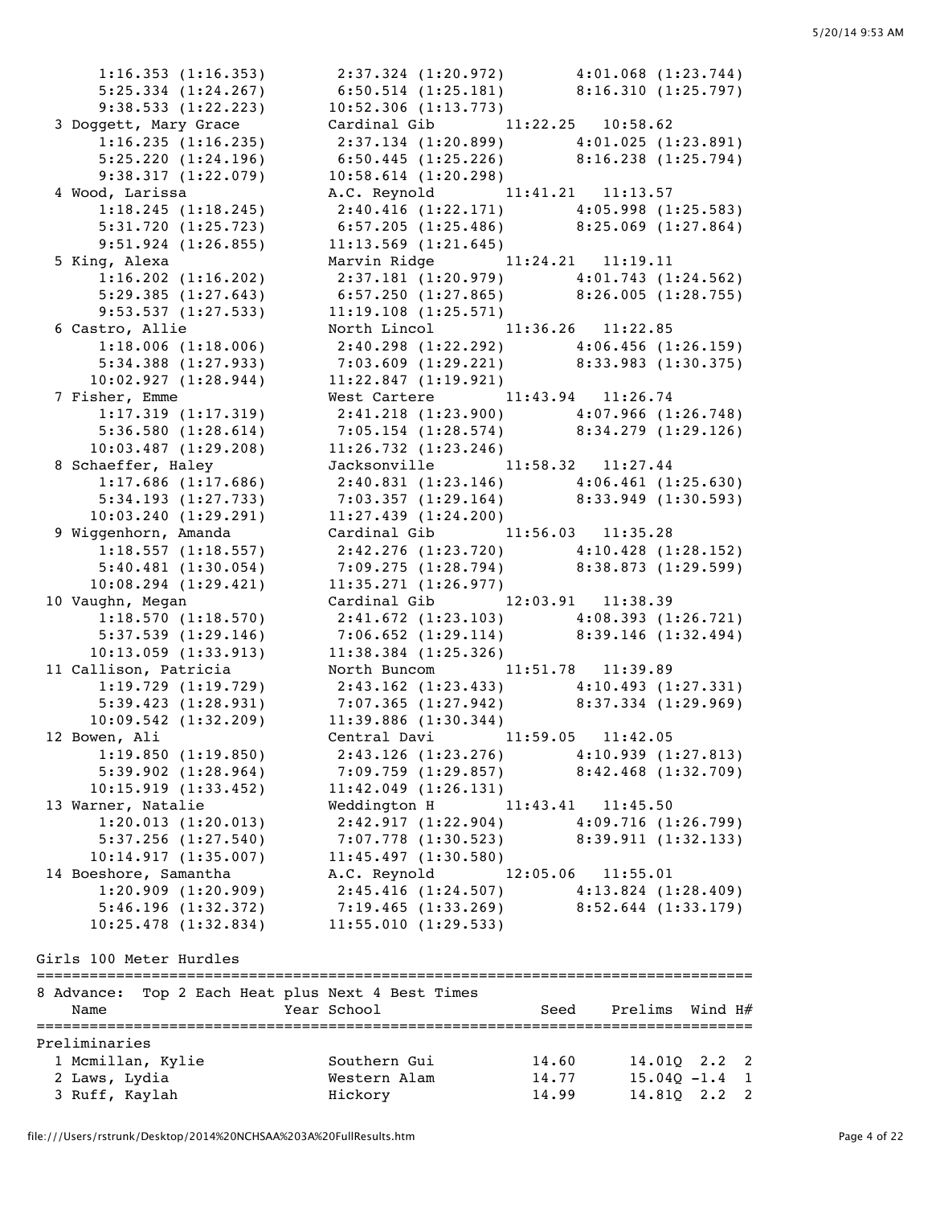```
      1:16.353 (1:16.353)       2:37.324 (1:20.972)       4:01.068 (1:23.744)
      5:25.334 (1:24.267)       6:50.514 (1:25.181)       8:16.310 (1:25.797)
      9:38.533 (1:22.223)      10:52.306 (1:13.773)
  3 Doggett, Mary Grace         Cardinal Gib         11:22.25   10:58.62
      1:16.235 (1:16.235)       2:37.134 (1:20.899)       4:01.025 (1:23.891)
      5:25.220 (1:24.196)       6:50.445 (1:25.226)       8:16.238 (1:25.794)
      9:38.317 (1:22.079)      10:58.614 (1:20.298)
  4 Wood, Larissa               A.C. Reynold         11:41.21   11:13.57
      1:18.245 (1:18.245)       2:40.416 (1:22.171)       4:05.998 (1:25.583)
      5:31.720 (1:25.723)       6:57.205 (1:25.486)       8:25.069 (1:27.864)
      9:51.924 (1:26.855)      11:13.569 (1:21.645)
  5 King, Alexa                 Marvin Ridge         11:24.21   11:19.11
      1:16.202 (1:16.202)       2:37.181 (1:20.979)       4:01.743 (1:24.562)
      5:29.385 (1:27.643)       6:57.250 (1:27.865)       8:26.005 (1:28.755)
      9:53.537 (1:27.533)      11:19.108 (1:25.571)
  6 Castro, Allie               North Lincol         11:36.26   11:22.85
      1:18.006 (1:18.006)       2:40.298 (1:22.292)       4:06.456 (1:26.159)
      5:34.388 (1:27.933)       7:03.609 (1:29.221)       8:33.983 (1:30.375)
     10:02.927 (1:28.944)      11:22.847 (1:19.921)
  7 Fisher, Emme                West Cartere         11:43.94   11:26.74
      1:17.319 (1:17.319)       2:41.218 (1:23.900)       4:07.966 (1:26.748)
      5:36.580 (1:28.614)       7:05.154 (1:28.574)       8:34.279 (1:29.126)
     10:03.487 (1:29.208)      11:26.732 (1:23.246)
  8 Schaeffer, Haley            Jacksonville         11:58.32   11:27.44
      1:17.686 (1:17.686)       2:40.831 (1:23.146)       4:06.461 (1:25.630)
      5:34.193 (1:27.733)       7:03.357 (1:29.164)       8:33.949 (1:30.593)
     10:03.240 (1:29.291)      11:27.439 (1:24.200)
  9 Wiggenhorn, Amanda          Cardinal Gib         11:56.03   11:35.28
      1:18.557 (1:18.557)       2:42.276 (1:23.720)       4:10.428 (1:28.152)
      5:40.481 (1:30.054)       7:09.275 (1:28.794)       8:38.873 (1:29.599)
     10:08.294 (1:29.421)      11:35.271 (1:26.977)
 10 Vaughn, Megan               Cardinal Gib         12:03.91   11:38.39
      1:18.570 (1:18.570)       2:41.672 (1:23.103)       4:08.393 (1:26.721)
      5:37.539 (1:29.146)       7:06.652 (1:29.114)       8:39.146 (1:32.494)
     10:13.059 (1:33.913)      11:38.384 (1:25.326)
 11 Callison, Patricia          North Buncom         11:51.78   11:39.89
      1:19.729 (1:19.729)       2:43.162 (1:23.433)       4:10.493 (1:27.331)
      5:39.423 (1:28.931)       7:07.365 (1:27.942)       8:37.334 (1:29.969)
     10:09.542 (1:32.209)      11:39.886 (1:30.344)
 12 Bowen, Ali                  Central Davi         11:59.05   11:42.05
      1:19.850 (1:19.850)       2:43.126 (1:23.276)       4:10.939 (1:27.813)
      5:39.902 (1:28.964)       7:09.759 (1:29.857)       8:42.468 (1:32.709)
     10:15.919 (1:33.452)      11:42.049 (1:26.131)
 13 Warner, Natalie             Weddington H         11:43.41   11:45.50
      1:20.013 (1:20.013)       2:42.917 (1:22.904)       4:09.716 (1:26.799)
      5:37.256 (1:27.540)       7:07.778 (1:30.523)       8:39.911 (1:32.133)
     10:14.917 (1:35.007)      11:45.497 (1:30.580)
 14 Boeshore, Samantha          A.C. Reynold         12:05.06   11:55.01
      1:20.909 (1:20.909)       2:45.416 (1:24.507)       4:13.824 (1:28.409)
      5:46.196 (1:32.372)       7:19.465 (1:33.269)       8:52.644 (1:33.179)
     10:25.478 (1:32.834)      11:55.010 (1:29.533)

Girls 100 Meter Hurdles
===============================================================================
8 Advance:  Top 2 Each Heat plus Next 4 Best Times
   Name                    Year School               Seed    Prelims  Wind H#
===============================================================================
Preliminaries
  1 Mcmillan, Kylie             Southern Gui         14.60      14.01Q  2.2  2
  2 Laws, Lydia                 Western Alam         14.77      15.04Q -1.4  1
  3 Ruff, Kaylah                Hickory              14.99      14.81Q  2.2  2
```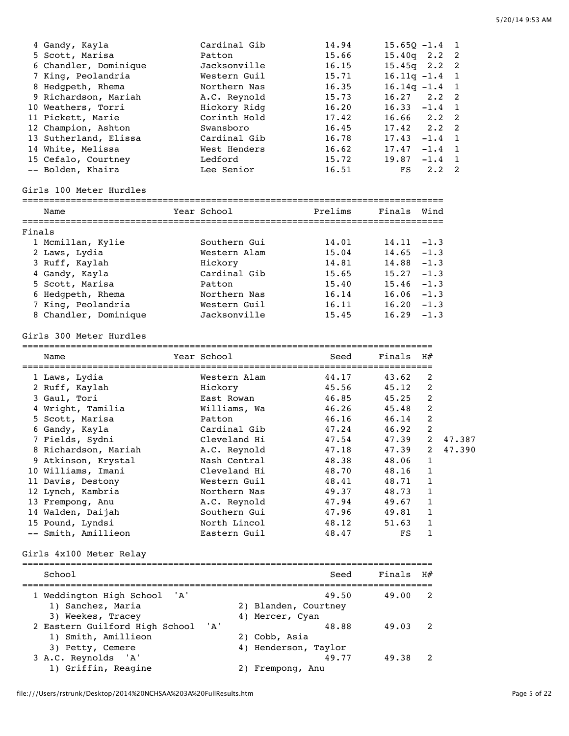| Place | Name | Year | School | Prelims | Finals | Wind | H# |
|---|---|---|---|---|---|---|---|
| 4 | Gandy, Kayla | | Cardinal Gib | 14.94 | 15.65Q | -1.4 | 1 |
| 5 | Scott, Marisa | | Patton | 15.66 | 15.40q | 2.2 | 2 |
| 6 | Chandler, Dominique | | Jacksonville | 16.15 | 15.45q | 2.2 | 2 |
| 7 | King, Peolandria | | Western Guil | 15.71 | 16.11q | -1.4 | 1 |
| 8 | Hedgpeth, Rhema | | Northern Nas | 16.35 | 16.14q | -1.4 | 1 |
| 9 | Richardson, Mariah | | A.C. Reynold | 15.73 | 16.27 | 2.2 | 2 |
| 10 | Weathers, Torri | | Hickory Ridg | 16.20 | 16.33 | -1.4 | 1 |
| 11 | Pickett, Marie | | Corinth Hold | 17.42 | 16.66 | 2.2 | 2 |
| 12 | Champion, Ashton | | Swansboro | 16.45 | 17.42 | 2.2 | 2 |
| 13 | Sutherland, Elissa | | Cardinal Gib | 16.78 | 17.43 | -1.4 | 1 |
| 14 | White, Melissa | | West Henders | 16.62 | 17.47 | -1.4 | 1 |
| 15 | Cefalo, Courtney | | Ledford | 15.72 | 19.87 | -1.4 | 1 |
| -- | Bolden, Khaira | | Lee Senior | 16.51 | FS | 2.2 | 2 |

Girls 100 Meter Hurdles

Finals

| Place | Name | Year | School | Prelims | Finals | Wind |
|---|---|---|---|---|---|---|
| 1 | Mcmillan, Kylie | | Southern Gui | 14.01 | 14.11 | -1.3 |
| 2 | Laws, Lydia | | Western Alam | 15.04 | 14.65 | -1.3 |
| 3 | Ruff, Kaylah | | Hickory | 14.81 | 14.88 | -1.3 |
| 4 | Gandy, Kayla | | Cardinal Gib | 15.65 | 15.27 | -1.3 |
| 5 | Scott, Marisa | | Patton | 15.40 | 15.46 | -1.3 |
| 6 | Hedgpeth, Rhema | | Northern Nas | 16.14 | 16.06 | -1.3 |
| 7 | King, Peolandria | | Western Guil | 16.11 | 16.20 | -1.3 |
| 8 | Chandler, Dominique | | Jacksonville | 15.45 | 16.29 | -1.3 |

Girls 300 Meter Hurdles

| Place | Name | Year | School | Seed | Finals | H# | |
|---|---|---|---|---|---|---|---|
| 1 | Laws, Lydia | | Western Alam | 44.17 | 43.62 | 2 | |
| 2 | Ruff, Kaylah | | Hickory | 45.56 | 45.12 | 2 | |
| 3 | Gaul, Tori | | East Rowan | 46.85 | 45.25 | 2 | |
| 4 | Wright, Tamilia | | Williams, Wa | 46.26 | 45.48 | 2 | |
| 5 | Scott, Marisa | | Patton | 46.16 | 46.14 | 2 | |
| 6 | Gandy, Kayla | | Cardinal Gib | 47.24 | 46.92 | 2 | |
| 7 | Fields, Sydni | | Cleveland Hi | 47.54 | 47.39 | 2 | 47.387 |
| 8 | Richardson, Mariah | | A.C. Reynold | 47.18 | 47.39 | 2 | 47.390 |
| 9 | Atkinson, Krystal | | Nash Central | 48.38 | 48.06 | 1 | |
| 10 | Williams, Imani | | Cleveland Hi | 48.70 | 48.16 | 1 | |
| 11 | Davis, Destony | | Western Guil | 48.41 | 48.71 | 1 | |
| 12 | Lynch, Kambria | | Northern Nas | 49.37 | 48.73 | 1 | |
| 13 | Frempong, Anu | | A.C. Reynold | 47.94 | 49.67 | 1 | |
| 14 | Walden, Daijah | | Southern Gui | 47.96 | 49.81 | 1 | |
| 15 | Pound, Lyndsi | | North Lincol | 48.12 | 51.63 | 1 | |
| -- | Smith, Amillieon | | Eastern Guil | 48.47 | FS | 1 | |

Girls 4x100 Meter Relay

| Place | School | Seed | Finals | H# |
|---|---|---|---|---|
| 1 | Weddington High School 'A' | 49.50 | 49.00 | 2 |
| | 1) Sanchez, Maria; 2) Blanden, Courtney; 3) Weekes, Tracey; 4) Mercer, Cyan | | | |
| 2 | Eastern Guilford High School 'A' | 48.88 | 49.03 | 2 |
| | 1) Smith, Amillieon; 2) Cobb, Asia; 3) Petty, Cemere; 4) Henderson, Taylor | | | |
| 3 | A.C. Reynolds 'A' | 49.77 | 49.38 | 2 |
| | 1) Griffin, Reagine; 2) Frempong, Anu | | | |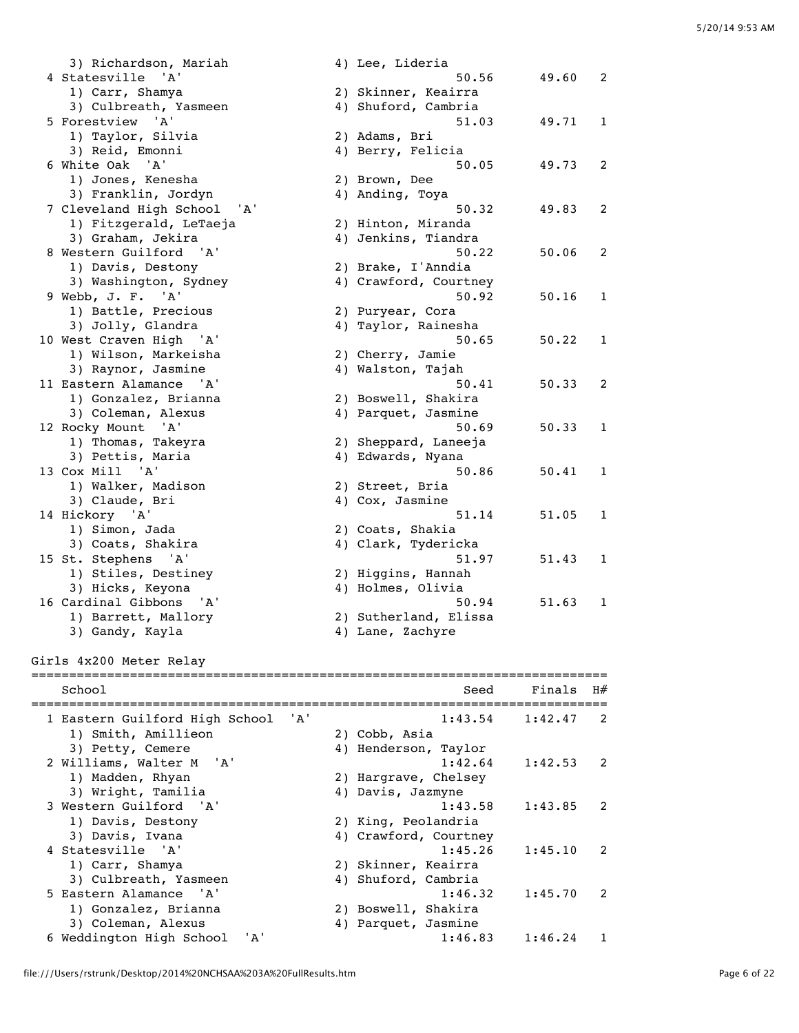```
    3) Richardson, Mariah              4) Lee, Lideria
  4 Statesville  'A'                               50.56      49.60   2
    1) Carr, Shamya                    2) Skinner, Keairra
    3) Culbreath, Yasmeen              4) Shuford, Cambria
  5 Forestview  'A'                                51.03      49.71   1
    1) Taylor, Silvia                  2) Adams, Bri
    3) Reid, Emonni                    4) Berry, Felicia
  6 White Oak  'A'                                 50.05      49.73   2
    1) Jones, Kenesha                  2) Brown, Dee
    3) Franklin, Jordyn                4) Anding, Toya
  7 Cleveland High School  'A'                     50.32      49.83   2
    1) Fitzgerald, LeTaeja             2) Hinton, Miranda
    3) Graham, Jekira                  4) Jenkins, Tiandra
  8 Western Guilford  'A'                          50.22      50.06   2
    1) Davis, Destony                  2) Brake, I'Anndia
    3) Washington, Sydney              4) Crawford, Courtney
  9 Webb, J. F.  'A'                               50.92      50.16   1
    1) Battle, Precious                2) Puryear, Cora
    3) Jolly, Glandra                  4) Taylor, Rainesha
 10 West Craven High  'A'                          50.65      50.22   1
    1) Wilson, Markeisha               2) Cherry, Jamie
    3) Raynor, Jasmine                 4) Walston, Tajah
 11 Eastern Alamance  'A'                          50.41      50.33   2
    1) Gonzalez, Brianna               2) Boswell, Shakira
    3) Coleman, Alexus                 4) Parquet, Jasmine
 12 Rocky Mount  'A'                               50.69      50.33   1
    1) Thomas, Takeyra                 2) Sheppard, Laneeja
    3) Pettis, Maria                   4) Edwards, Nyana
 13 Cox Mill  'A'                                  50.86      50.41   1
    1) Walker, Madison                 2) Street, Bria
    3) Claude, Bri                     4) Cox, Jasmine
 14 Hickory  'A'                                   51.14      51.05   1
    1) Simon, Jada                     2) Coats, Shakia
    3) Coats, Shakira                  4) Clark, Tydericka
 15 St. Stephens  'A'                              51.97      51.43   1
    1) Stiles, Destiney                2) Higgins, Hannah
    3) Hicks, Keyona                   4) Holmes, Olivia
 16 Cardinal Gibbons  'A'                          50.94      51.63   1
    1) Barrett, Mallory                2) Sutherland, Elissa
    3) Gandy, Kayla                    4) Lane, Zachyre
```

## Girls 4x200 Meter Relay

```
==========================================================================
   School                                          Seed     Finals  H#
==========================================================================
  1 Eastern Guilford High School  'A'             1:43.54    1:42.47   2
    1) Smith, Amillieon                2) Cobb, Asia
    3) Petty, Cemere                   4) Henderson, Taylor
  2 Williams, Walter M  'A'                       1:42.64    1:42.53   2
    1) Madden, Rhyan                   2) Hargrave, Chelsey
    3) Wright, Tamilia                 4) Davis, Jazmyne
  3 Western Guilford  'A'                         1:43.58    1:43.85   2
    1) Davis, Destony                  2) King, Peolandria
    3) Davis, Ivana                    4) Crawford, Courtney
  4 Statesville  'A'                              1:45.26    1:45.10   2
    1) Carr, Shamya                    2) Skinner, Keairra
    3) Culbreath, Yasmeen              4) Shuford, Cambria
  5 Eastern Alamance  'A'                         1:46.32    1:45.70   2
    1) Gonzalez, Brianna               2) Boswell, Shakira
    3) Coleman, Alexus                 4) Parquet, Jasmine
  6 Weddington High School  'A'                   1:46.83    1:46.24   1
```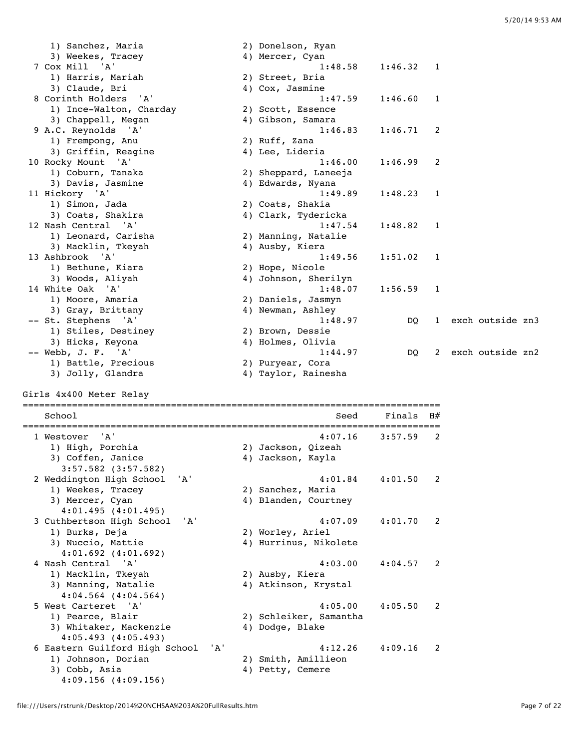| Place | School | Seed | Finals | H# | Note |
|---|---|---|---|---|---|
| | 1) Sanchez, Maria 2) Donelson, Ryan 3) Weekes, Tracey 4) Mercer, Cyan | | | | |
| 7 | Cox Mill 'A' | 1:48.58 | 1:46.32 | 1 | |
| | 1) Harris, Mariah 2) Street, Bria 3) Claude, Bri 4) Cox, Jasmine | | | | |
| 8 | Corinth Holders 'A' | 1:47.59 | 1:46.60 | 1 | |
| | 1) Ince-Walton, Charday 2) Scott, Essence 3) Chappell, Megan 4) Gibson, Samara | | | | |
| 9 | A.C. Reynolds 'A' | 1:46.83 | 1:46.71 | 2 | |
| | 1) Frempong, Anu 2) Ruff, Zana 3) Griffin, Reagine 4) Lee, Lideria | | | | |
| 10 | Rocky Mount 'A' | 1:46.00 | 1:46.99 | 2 | |
| | 1) Coburn, Tanaka 2) Sheppard, Laneeja 3) Davis, Jasmine 4) Edwards, Nyana | | | | |
| 11 | Hickory 'A' | 1:49.89 | 1:48.23 | 1 | |
| | 1) Simon, Jada 2) Coats, Shakia 3) Coats, Shakira 4) Clark, Tydericka | | | | |
| 12 | Nash Central 'A' | 1:47.54 | 1:48.82 | 1 | |
| | 1) Leonard, Carisha 2) Manning, Natalie 3) Macklin, Tkeyah 4) Ausby, Kiera | | | | |
| 13 | Ashbrook 'A' | 1:49.56 | 1:51.02 | 1 | |
| | 1) Bethune, Kiara 2) Hope, Nicole 3) Woods, Aliyah 4) Johnson, Sherilyn | | | | |
| 14 | White Oak 'A' | 1:48.07 | 1:56.59 | 1 | |
| | 1) Moore, Amaria 2) Daniels, Jasmyn 3) Gray, Brittany 4) Newman, Ashley | | | | |
| -- | St. Stephens 'A' | 1:48.97 | DQ | 1 | exch outside zn3 |
| | 1) Stiles, Destiney 2) Brown, Dessie 3) Hicks, Keyona 4) Holmes, Olivia | | | | |
| -- | Webb, J. F. 'A' | 1:44.97 | DQ | 2 | exch outside zn2 |
| | 1) Battle, Precious 2) Puryear, Cora 3) Jolly, Glandra 4) Taylor, Rainesha | | | | |

## Girls 4x400 Meter Relay

| Place | School | Seed | Finals | H# |
|---|---|---|---|---|
| 1 | Westover 'A' | 4:07.16 | 3:57.59 | 2 |
| | 1) High, Porchia 2) Jackson, Qizeah 3) Coffen, Janice 4) Jackson, Kayla | | | |
| | 3:57.582 (3:57.582) | | | |
| 2 | Weddington High School 'A' | 4:01.84 | 4:01.50 | 2 |
| | 1) Weekes, Tracey 2) Sanchez, Maria 3) Mercer, Cyan 4) Blanden, Courtney | | | |
| | 4:01.495 (4:01.495) | | | |
| 3 | Cuthbertson High School 'A' | 4:07.09 | 4:01.70 | 2 |
| | 1) Burks, Deja 2) Worley, Ariel 3) Nuccio, Mattie 4) Hurrinus, Nikolete | | | |
| | 4:01.692 (4:01.692) | | | |
| 4 | Nash Central 'A' | 4:03.00 | 4:04.57 | 2 |
| | 1) Macklin, Tkeyah 2) Ausby, Kiera 3) Manning, Natalie 4) Atkinson, Krystal | | | |
| | 4:04.564 (4:04.564) | | | |
| 5 | West Carteret 'A' | 4:05.00 | 4:05.50 | 2 |
| | 1) Pearce, Blair 2) Schleiker, Samantha 3) Whitaker, Mackenzie 4) Dodge, Blake | | | |
| | 4:05.493 (4:05.493) | | | |
| 6 | Eastern Guilford High School 'A' | 4:12.26 | 4:09.16 | 2 |
| | 1) Johnson, Dorian 2) Smith, Amillieon 3) Cobb, Asia 4) Petty, Cemere | | | |
| | 4:09.156 (4:09.156) | | | |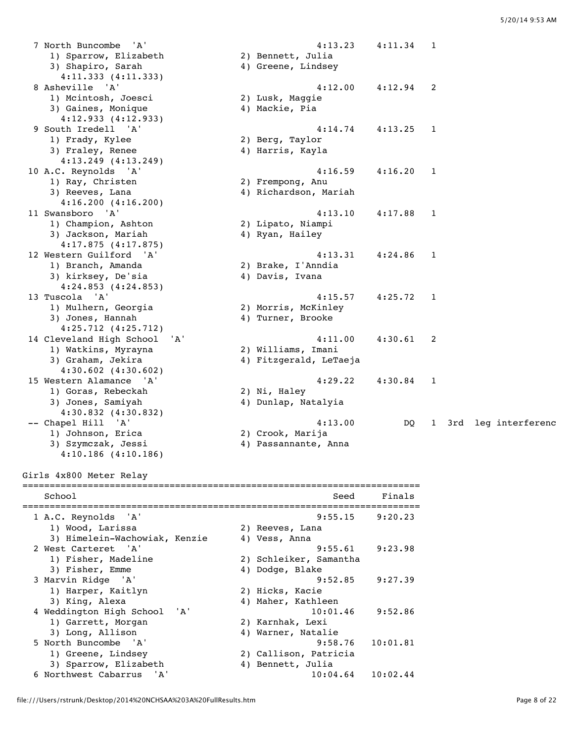```
  7 North Buncombe  'A'                               4:13.23    4:11.34   1
     1) Sparrow, Elizabeth              2) Bennett, Julia
     3) Shapiro, Sarah                  4) Greene, Lindsey
       4:11.333 (4:11.333)
  8 Asheville  'A'                                    4:12.00    4:12.94   2
     1) Mcintosh, Joesci                2) Lusk, Maggie
     3) Gaines, Monique                 4) Mackie, Pia
       4:12.933 (4:12.933)
  9 South Iredell  'A'                                4:14.74    4:13.25   1
     1) Frady, Kylee                    2) Berg, Taylor
     3) Fraley, Renee                   4) Harris, Kayla
       4:13.249 (4:13.249)
 10 A.C. Reynolds  'A'                                4:16.59    4:16.20   1
     1) Ray, Christen                   2) Frempong, Anu
     3) Reeves, Lana                    4) Richardson, Mariah
       4:16.200 (4:16.200)
 11 Swansboro  'A'                                    4:13.10    4:17.88   1
     1) Champion, Ashton                2) Lipato, Niampi
     3) Jackson, Mariah                 4) Ryan, Hailey
       4:17.875 (4:17.875)
 12 Western Guilford  'A'                             4:13.31    4:24.86   1
     1) Branch, Amanda                  2) Brake, I'Anndia
     3) kirksey, De'sia                 4) Davis, Ivana
       4:24.853 (4:24.853)
 13 Tuscola  'A'                                      4:15.57    4:25.72   1
     1) Mulhern, Georgia                2) Morris, McKinley
     3) Jones, Hannah                   4) Turner, Brooke
       4:25.712 (4:25.712)
 14 Cleveland High School  'A'                        4:11.00    4:30.61   2
     1) Watkins, Myrayna                2) Williams, Imani
     3) Graham, Jekira                  4) Fitzgerald, LeTaeja
       4:30.602 (4:30.602)
 15 Western Alamance  'A'                             4:29.22    4:30.84   1
     1) Goras, Rebeckah                 2) Ni, Haley
     3) Jones, Samiyah                  4) Dunlap, Natalyia
       4:30.832 (4:30.832)
 -- Chapel Hill  'A'                                  4:13.00         DQ   1  3rd leg interferenc
     1) Johnson, Erica                  2) Crook, Marija
     3) Szymczak, Jessi                 4) Passannante, Anna
       4:10.186 (4:10.186)
```

Girls 4x800 Meter Relay

```
=========================================================================
    School                                               Seed     Finals
=========================================================================
  1 A.C. Reynolds  'A'                                9:55.15    9:20.23
     1) Wood, Larissa                   2) Reeves, Lana
     3) Himelein-Wachowiak, Kenzie      4) Vess, Anna
  2 West Carteret  'A'                                9:55.61    9:23.98
     1) Fisher, Madeline                2) Schleiker, Samantha
     3) Fisher, Emme                    4) Dodge, Blake
  3 Marvin Ridge  'A'                                 9:52.85    9:27.39
     1) Harper, Kaitlyn                 2) Hicks, Kacie
     3) King, Alexa                     4) Maher, Kathleen
  4 Weddington High School  'A'                      10:01.46    9:52.86
     1) Garrett, Morgan                 2) Karnhak, Lexi
     3) Long, Allison                   4) Warner, Natalie
  5 North Buncombe  'A'                               9:58.76   10:01.81
     1) Greene, Lindsey                 2) Callison, Patricia
     3) Sparrow, Elizabeth              4) Bennett, Julia
  6 Northwest Cabarrus  'A'                          10:04.64   10:02.44
```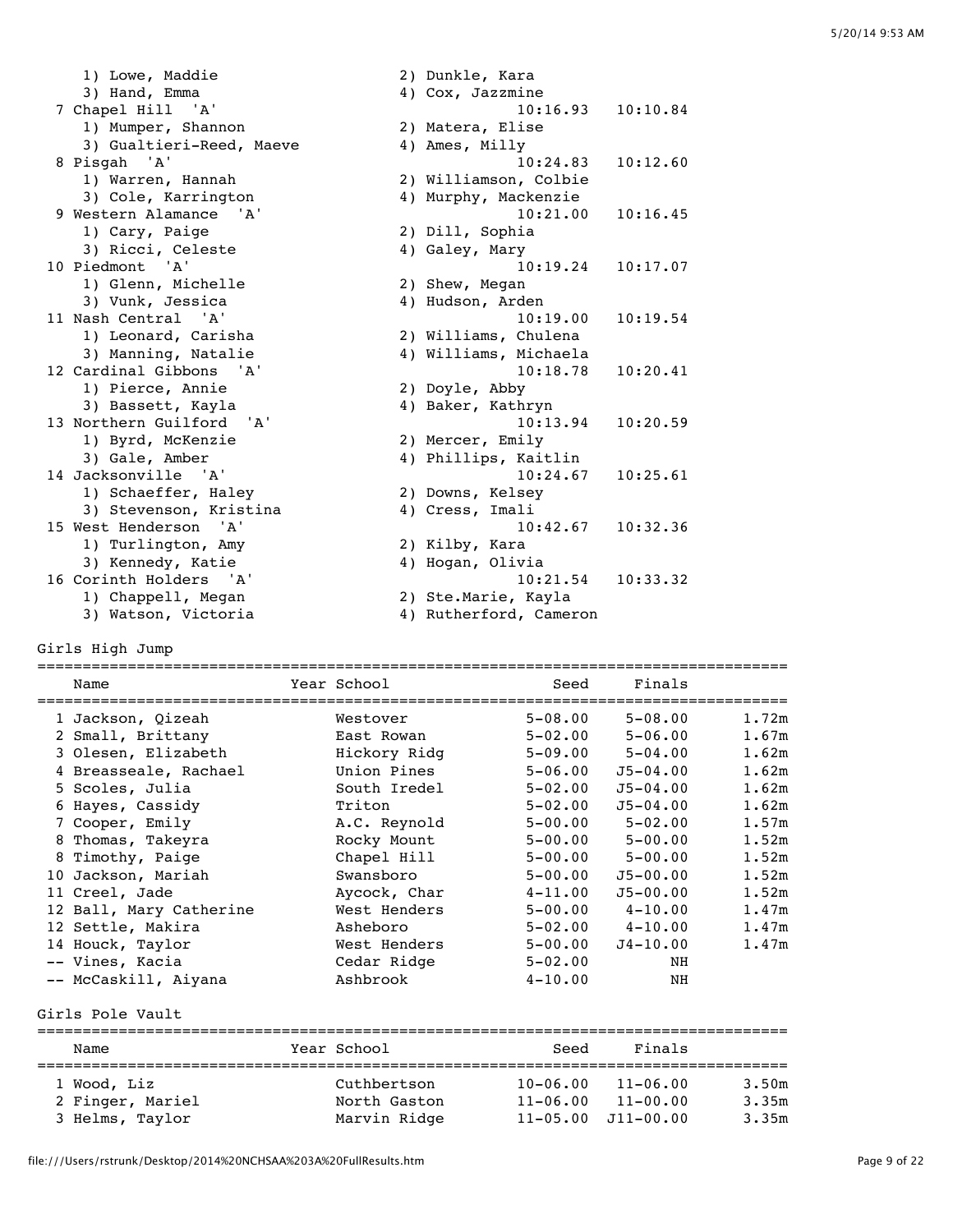| Place | Team | Seed | Finals |
|---|---|---|---|
| | 1) Lowe, Maddie; 2) Dunkle, Kara; 3) Hand, Emma; 4) Cox, Jazzmine | | |
| 7 | Chapel Hill 'A' | 10:16.93 | 10:10.84 |
| | 1) Mumper, Shannon; 2) Matera, Elise; 3) Gualtieri-Reed, Maeve; 4) Ames, Milly | | |
| 8 | Pisgah 'A' | 10:24.83 | 10:12.60 |
| | 1) Warren, Hannah; 2) Williamson, Colbie; 3) Cole, Karrington; 4) Murphy, Mackenzie | | |
| 9 | Western Alamance 'A' | 10:21.00 | 10:16.45 |
| | 1) Cary, Paige; 2) Dill, Sophia; 3) Ricci, Celeste; 4) Galey, Mary | | |
| 10 | Piedmont 'A' | 10:19.24 | 10:17.07 |
| | 1) Glenn, Michelle; 2) Shew, Megan; 3) Vunk, Jessica; 4) Hudson, Arden | | |
| 11 | Nash Central 'A' | 10:19.00 | 10:19.54 |
| | 1) Leonard, Carisha; 2) Williams, Chulena; 3) Manning, Natalie; 4) Williams, Michaela | | |
| 12 | Cardinal Gibbons 'A' | 10:18.78 | 10:20.41 |
| | 1) Pierce, Annie; 2) Doyle, Abby; 3) Bassett, Kayla; 4) Baker, Kathryn | | |
| 13 | Northern Guilford 'A' | 10:13.94 | 10:20.59 |
| | 1) Byrd, McKenzie; 2) Mercer, Emily; 3) Gale, Amber; 4) Phillips, Kaitlin | | |
| 14 | Jacksonville 'A' | 10:24.67 | 10:25.61 |
| | 1) Schaeffer, Haley; 2) Downs, Kelsey; 3) Stevenson, Kristina; 4) Cress, Imali | | |
| 15 | West Henderson 'A' | 10:42.67 | 10:32.36 |
| | 1) Turlington, Amy; 2) Kilby, Kara; 3) Kennedy, Katie; 4) Hogan, Olivia | | |
| 16 | Corinth Holders 'A' | 10:21.54 | 10:33.32 |
| | 1) Chappell, Megan; 2) Ste.Marie, Kayla; 3) Watson, Victoria; 4) Rutherford, Cameron | | |

## Girls High Jump

| Place | Name | Year | School | Seed | Finals | |
|---|---|---|---|---|---|---|
| 1 | Jackson, Qizeah | | Westover | 5-08.00 | 5-08.00 | 1.72m |
| 2 | Small, Brittany | | East Rowan | 5-02.00 | 5-06.00 | 1.67m |
| 3 | Olesen, Elizabeth | | Hickory Ridg | 5-09.00 | 5-04.00 | 1.62m |
| 4 | Breasseale, Rachael | | Union Pines | 5-06.00 | J5-04.00 | 1.62m |
| 5 | Scoles, Julia | | South Iredel | 5-02.00 | J5-04.00 | 1.62m |
| 6 | Hayes, Cassidy | | Triton | 5-02.00 | J5-04.00 | 1.62m |
| 7 | Cooper, Emily | | A.C. Reynold | 5-00.00 | 5-02.00 | 1.57m |
| 8 | Thomas, Takeyra | | Rocky Mount | 5-00.00 | 5-00.00 | 1.52m |
| 8 | Timothy, Paige | | Chapel Hill | 5-00.00 | 5-00.00 | 1.52m |
| 10 | Jackson, Mariah | | Swansboro | 5-00.00 | J5-00.00 | 1.52m |
| 11 | Creel, Jade | | Aycock, Char | 4-11.00 | J5-00.00 | 1.52m |
| 12 | Ball, Mary Catherine | | West Henders | 5-00.00 | 4-10.00 | 1.47m |
| 12 | Settle, Makira | | Asheboro | 5-02.00 | 4-10.00 | 1.47m |
| 14 | Houck, Taylor | | West Henders | 5-00.00 | J4-10.00 | 1.47m |
| -- | Vines, Kacia | | Cedar Ridge | 5-02.00 | NH | |
| -- | McCaskill, Aiyana | | Ashbrook | 4-10.00 | NH | |

## Girls Pole Vault

| Place | Name | Year | School | Seed | Finals | |
|---|---|---|---|---|---|---|
| 1 | Wood, Liz | | Cuthbertson | 10-06.00 | 11-06.00 | 3.50m |
| 2 | Finger, Mariel | | North Gaston | 11-06.00 | 11-00.00 | 3.35m |
| 3 | Helms, Taylor | | Marvin Ridge | 11-05.00 | J11-00.00 | 3.35m |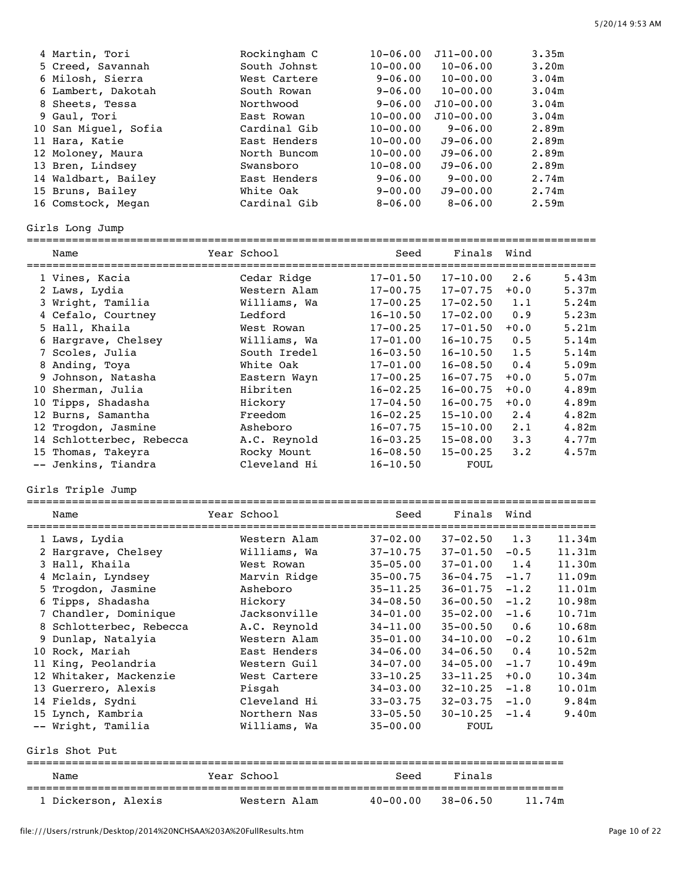| | Name | Year | School | Seed | Finals | |
|---|---|---|---|---|---|---|
| 4 | Martin, Tori | | Rockingham C | 10-06.00 | J11-00.00 | 3.35m |
| 5 | Creed, Savannah | | South Johnst | 10-00.00 | 10-06.00 | 3.20m |
| 6 | Milosh, Sierra | | West Cartere | 9-06.00 | 10-00.00 | 3.04m |
| 6 | Lambert, Dakotah | | South Rowan | 9-06.00 | 10-00.00 | 3.04m |
| 8 | Sheets, Tessa | | Northwood | 9-06.00 | J10-00.00 | 3.04m |
| 9 | Gaul, Tori | | East Rowan | 10-00.00 | J10-00.00 | 3.04m |
| 10 | San Miguel, Sofia | | Cardinal Gib | 10-00.00 | 9-06.00 | 2.89m |
| 11 | Hara, Katie | | East Henders | 10-00.00 | J9-06.00 | 2.89m |
| 12 | Moloney, Maura | | North Buncom | 10-00.00 | J9-06.00 | 2.89m |
| 13 | Bren, Lindsey | | Swansboro | 10-08.00 | J9-06.00 | 2.89m |
| 14 | Waldbart, Bailey | | East Henders | 9-06.00 | 9-00.00 | 2.74m |
| 15 | Bruns, Bailey | | White Oak | 9-00.00 | J9-00.00 | 2.74m |
| 16 | Comstock, Megan | | Cardinal Gib | 8-06.00 | 8-06.00 | 2.59m |

Girls Long Jump

| | Name | Year | School | Seed | Finals | Wind | |
|---|---|---|---|---|---|---|---|
| 1 | Vines, Kacia | | Cedar Ridge | 17-01.50 | 17-10.00 | 2.6 | 5.43m |
| 2 | Laws, Lydia | | Western Alam | 17-00.75 | 17-07.75 | +0.0 | 5.37m |
| 3 | Wright, Tamilia | | Williams, Wa | 17-00.25 | 17-02.50 | 1.1 | 5.24m |
| 4 | Cefalo, Courtney | | Ledford | 16-10.50 | 17-02.00 | 0.9 | 5.23m |
| 5 | Hall, Khaila | | West Rowan | 17-00.25 | 17-01.50 | +0.0 | 5.21m |
| 6 | Hargrave, Chelsey | | Williams, Wa | 17-01.00 | 16-10.75 | 0.5 | 5.14m |
| 7 | Scoles, Julia | | South Iredel | 16-03.50 | 16-10.50 | 1.5 | 5.14m |
| 8 | Anding, Toya | | White Oak | 17-01.00 | 16-08.50 | 0.4 | 5.09m |
| 9 | Johnson, Natasha | | Eastern Wayn | 17-00.25 | 16-07.75 | +0.0 | 5.07m |
| 10 | Sherman, Julia | | Hibriten | 16-02.25 | 16-00.75 | +0.0 | 4.89m |
| 10 | Tipps, Shadasha | | Hickory | 17-04.50 | 16-00.75 | +0.0 | 4.89m |
| 12 | Burns, Samantha | | Freedom | 16-02.25 | 15-10.00 | 2.4 | 4.82m |
| 12 | Trogdon, Jasmine | | Asheboro | 16-07.75 | 15-10.00 | 2.1 | 4.82m |
| 14 | Schlotterbec, Rebecca | | A.C. Reynold | 16-03.25 | 15-08.00 | 3.3 | 4.77m |
| 15 | Thomas, Takeyra | | Rocky Mount | 16-08.50 | 15-00.25 | 3.2 | 4.57m |
| -- | Jenkins, Tiandra | | Cleveland Hi | 16-10.50 | FOUL | | |

Girls Triple Jump

| | Name | Year | School | Seed | Finals | Wind | |
|---|---|---|---|---|---|---|---|
| 1 | Laws, Lydia | | Western Alam | 37-02.00 | 37-02.50 | 1.3 | 11.34m |
| 2 | Hargrave, Chelsey | | Williams, Wa | 37-10.75 | 37-01.50 | -0.5 | 11.31m |
| 3 | Hall, Khaila | | West Rowan | 35-05.00 | 37-01.00 | 1.4 | 11.30m |
| 4 | Mclain, Lyndsey | | Marvin Ridge | 35-00.75 | 36-04.75 | -1.7 | 11.09m |
| 5 | Trogdon, Jasmine | | Asheboro | 35-11.25 | 36-01.75 | -1.2 | 11.01m |
| 6 | Tipps, Shadasha | | Hickory | 34-08.50 | 36-00.50 | -1.2 | 10.98m |
| 7 | Chandler, Dominique | | Jacksonville | 34-01.00 | 35-02.00 | -1.6 | 10.71m |
| 8 | Schlotterbec, Rebecca | | A.C. Reynold | 34-11.00 | 35-00.50 | 0.6 | 10.68m |
| 9 | Dunlap, Natalyia | | Western Alam | 35-01.00 | 34-10.00 | -0.2 | 10.61m |
| 10 | Rock, Mariah | | East Henders | 34-06.00 | 34-06.50 | 0.4 | 10.52m |
| 11 | King, Peolandria | | Western Guil | 34-07.00 | 34-05.00 | -1.7 | 10.49m |
| 12 | Whitaker, Mackenzie | | West Cartere | 33-10.25 | 33-11.25 | +0.0 | 10.34m |
| 13 | Guerrero, Alexis | | Pisgah | 34-03.00 | 32-10.25 | -1.8 | 10.01m |
| 14 | Fields, Sydni | | Cleveland Hi | 33-03.75 | 32-03.75 | -1.0 | 9.84m |
| 15 | Lynch, Kambria | | Northern Nas | 33-05.50 | 30-10.25 | -1.4 | 9.40m |
| -- | Wright, Tamilia | | Williams, Wa | 35-00.00 | FOUL | | |

Girls Shot Put

| | Name | Year | School | Seed | Finals | |
|---|---|---|---|---|---|---|
| 1 | Dickerson, Alexis | | Western Alam | 40-00.00 | 38-06.50 | 11.74m |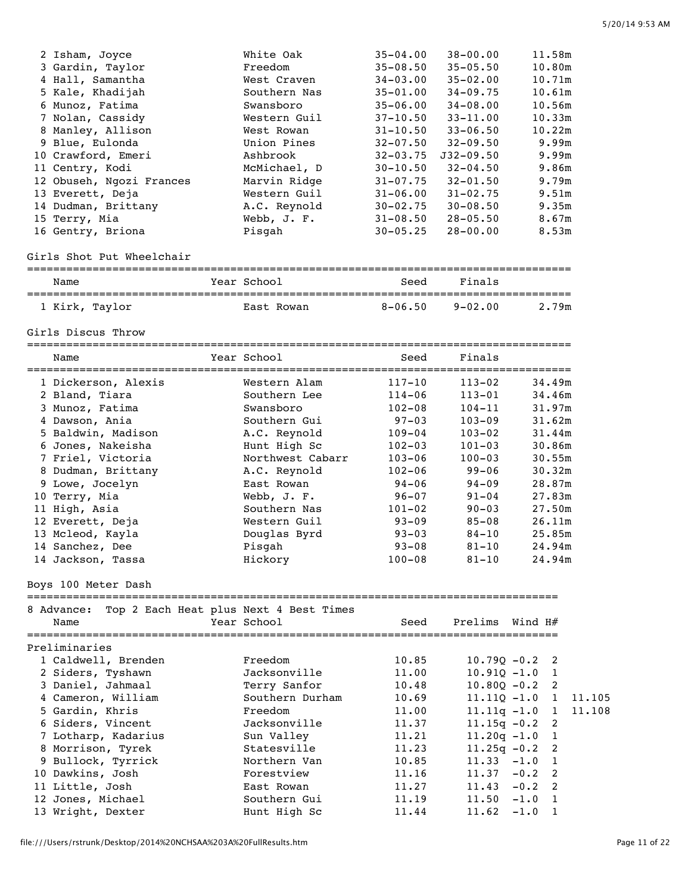| Place | Name | Year | School | Seed | Finals | |
|---|---|---|---|---|---|---|
| 2 | Isham, Joyce | | White Oak | 35-04.00 | 38-00.00 | 11.58m |
| 3 | Gardin, Taylor | | Freedom | 35-08.50 | 35-05.50 | 10.80m |
| 4 | Hall, Samantha | | West Craven | 34-03.00 | 35-02.00 | 10.71m |
| 5 | Kale, Khadijah | | Southern Nas | 35-01.00 | 34-09.75 | 10.61m |
| 6 | Munoz, Fatima | | Swansboro | 35-06.00 | 34-08.00 | 10.56m |
| 7 | Nolan, Cassidy | | Western Guil | 37-10.50 | 33-11.00 | 10.33m |
| 8 | Manley, Allison | | West Rowan | 31-10.50 | 33-06.50 | 10.22m |
| 9 | Blue, Eulonda | | Union Pines | 32-07.50 | 32-09.50 | 9.99m |
| 10 | Crawford, Emeri | | Ashbrook | 32-03.75 | J32-09.50 | 9.99m |
| 11 | Centry, Kodi | | McMichael, D | 30-10.50 | 32-04.50 | 9.86m |
| 12 | Obuseh, Ngozi Frances | | Marvin Ridge | 31-07.75 | 32-01.50 | 9.79m |
| 13 | Everett, Deja | | Western Guil | 31-06.00 | 31-02.75 | 9.51m |
| 14 | Dudman, Brittany | | A.C. Reynold | 30-02.75 | 30-08.50 | 9.35m |
| 15 | Terry, Mia | | Webb, J. F. | 31-08.50 | 28-05.50 | 8.67m |
| 16 | Gentry, Briona | | Pisgah | 30-05.25 | 28-00.00 | 8.53m |

## Girls Shot Put Wheelchair

| Place | Name | Year | School | Seed | Finals | |
|---|---|---|---|---|---|---|
| 1 | Kirk, Taylor | | East Rowan | 8-06.50 | 9-02.00 | 2.79m |

## Girls Discus Throw

| Place | Name | Year | School | Seed | Finals | |
|---|---|---|---|---|---|---|
| 1 | Dickerson, Alexis | | Western Alam | 117-10 | 113-02 | 34.49m |
| 2 | Bland, Tiara | | Southern Lee | 114-06 | 113-01 | 34.46m |
| 3 | Munoz, Fatima | | Swansboro | 102-08 | 104-11 | 31.97m |
| 4 | Dawson, Ania | | Southern Gui | 97-03 | 103-09 | 31.62m |
| 5 | Baldwin, Madison | | A.C. Reynold | 109-04 | 103-02 | 31.44m |
| 6 | Jones, Nakeisha | | Hunt High Sc | 102-03 | 101-03 | 30.86m |
| 7 | Friel, Victoria | | Northwest Cabarr | 103-06 | 100-03 | 30.55m |
| 8 | Dudman, Brittany | | A.C. Reynold | 102-06 | 99-06 | 30.32m |
| 9 | Lowe, Jocelyn | | East Rowan | 94-06 | 94-09 | 28.87m |
| 10 | Terry, Mia | | Webb, J. F. | 96-07 | 91-04 | 27.83m |
| 11 | High, Asia | | Southern Nas | 101-02 | 90-03 | 27.50m |
| 12 | Everett, Deja | | Western Guil | 93-09 | 85-08 | 26.11m |
| 13 | Mcleod, Kayla | | Douglas Byrd | 93-03 | 84-10 | 25.85m |
| 14 | Sanchez, Dee | | Pisgah | 93-08 | 81-10 | 24.94m |
| 14 | Jackson, Tassa | | Hickory | 100-08 | 81-10 | 24.94m |

## Boys 100 Meter Dash

8 Advance: Top 2 Each Heat plus Next 4 Best Times

**Preliminaries**

| Place | Name | Year | School | Seed | Prelims | Wind | H# | |
|---|---|---|---|---|---|---|---|---|
| 1 | Caldwell, Brenden | | Freedom | 10.85 | 10.79Q | -0.2 | 2 | |
| 2 | Siders, Tyshawn | | Jacksonville | 11.00 | 10.91Q | -1.0 | 1 | |
| 3 | Daniel, Jahmaal | | Terry Sanfor | 10.48 | 10.80Q | -0.2 | 2 | |
| 4 | Cameron, William | | Southern Durham | 10.69 | 11.11Q | -1.0 | 1 | 11.105 |
| 5 | Gardin, Khris | | Freedom | 11.00 | 11.11q | -1.0 | 1 | 11.108 |
| 6 | Siders, Vincent | | Jacksonville | 11.37 | 11.15q | -0.2 | 2 | |
| 7 | Lotharp, Kadarius | | Sun Valley | 11.21 | 11.20q | -1.0 | 1 | |
| 8 | Morrison, Tyrek | | Statesville | 11.23 | 11.25q | -0.2 | 2 | |
| 9 | Bullock, Tyrrick | | Northern Van | 10.85 | 11.33 | -1.0 | 1 | |
| 10 | Dawkins, Josh | | Forestview | 11.16 | 11.37 | -0.2 | 2 | |
| 11 | Little, Josh | | East Rowan | 11.27 | 11.43 | -0.2 | 2 | |
| 12 | Jones, Michael | | Southern Gui | 11.19 | 11.50 | -1.0 | 1 | |
| 13 | Wright, Dexter | | Hunt High Sc | 11.44 | 11.62 | -1.0 | 1 | |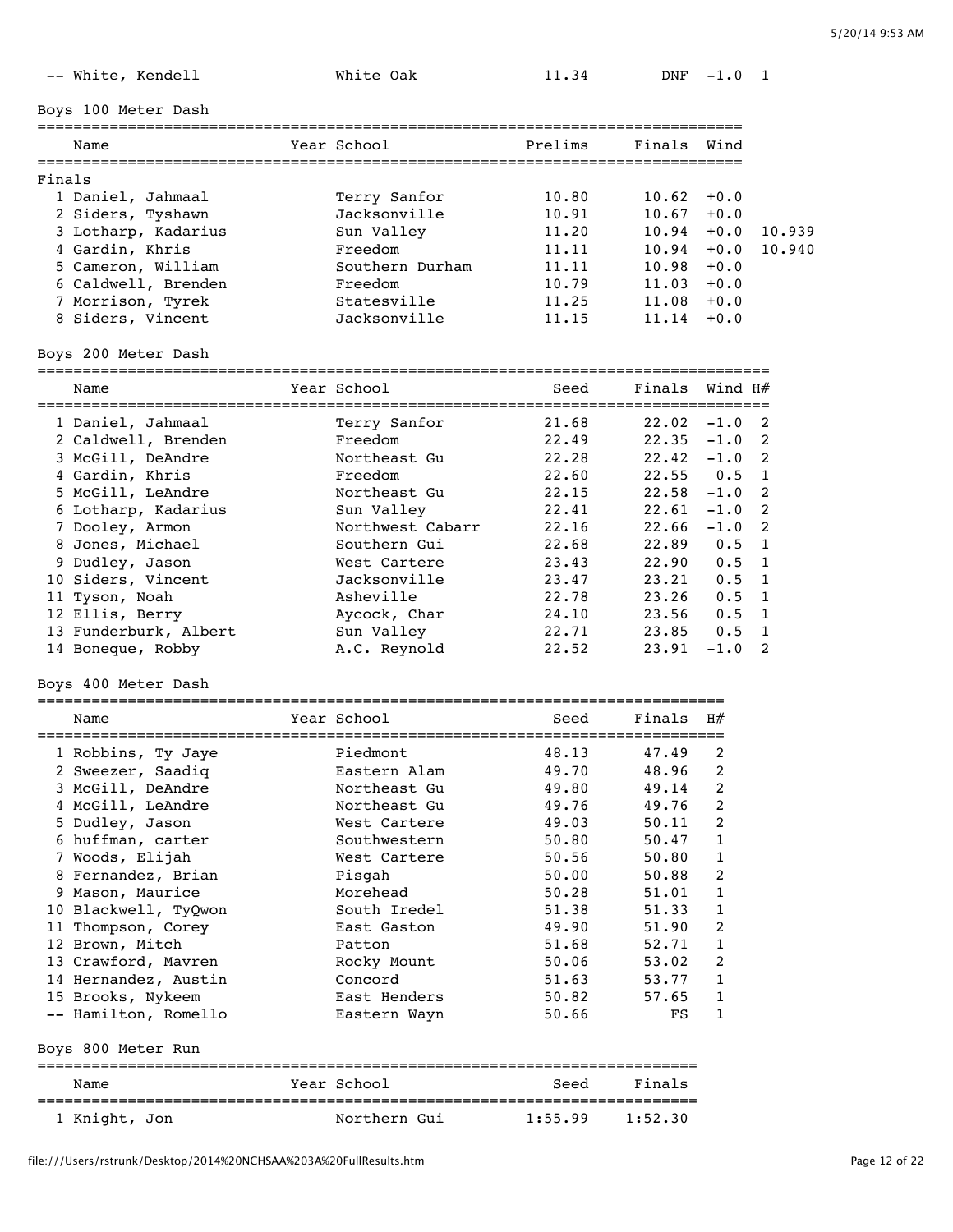| | Name | Year | School | Prelims | Finals | Wind | H# |
|---|---|---|---|---|---|---|---|
| -- | White, Kendell | | White Oak | 11.34 | DNF | -1.0 | 1 |

## Boys 100 Meter Dash

Finals

| | Name | Year | School | Prelims | Finals | Wind | |
|---|---|---|---|---|---|---|---|
| 1 | Daniel, Jahmaal | | Terry Sanfor | 10.80 | 10.62 | +0.0 | |
| 2 | Siders, Tyshawn | | Jacksonville | 10.91 | 10.67 | +0.0 | |
| 3 | Lotharp, Kadarius | | Sun Valley | 11.20 | 10.94 | +0.0 | 10.939 |
| 4 | Gardin, Khris | | Freedom | 11.11 | 10.94 | +0.0 | 10.940 |
| 5 | Cameron, William | | Southern Durham | 11.11 | 10.98 | +0.0 | |
| 6 | Caldwell, Brenden | | Freedom | 10.79 | 11.03 | +0.0 | |
| 7 | Morrison, Tyrek | | Statesville | 11.25 | 11.08 | +0.0 | |
| 8 | Siders, Vincent | | Jacksonville | 11.15 | 11.14 | +0.0 | |

## Boys 200 Meter Dash

| | Name | Year | School | Seed | Finals | Wind | H# |
|---|---|---|---|---|---|---|---|
| 1 | Daniel, Jahmaal | | Terry Sanfor | 21.68 | 22.02 | -1.0 | 2 |
| 2 | Caldwell, Brenden | | Freedom | 22.49 | 22.35 | -1.0 | 2 |
| 3 | McGill, DeAndre | | Northeast Gu | 22.28 | 22.42 | -1.0 | 2 |
| 4 | Gardin, Khris | | Freedom | 22.60 | 22.55 | 0.5 | 1 |
| 5 | McGill, LeAndre | | Northeast Gu | 22.15 | 22.58 | -1.0 | 2 |
| 6 | Lotharp, Kadarius | | Sun Valley | 22.41 | 22.61 | -1.0 | 2 |
| 7 | Dooley, Armon | | Northwest Cabarr | 22.16 | 22.66 | -1.0 | 2 |
| 8 | Jones, Michael | | Southern Gui | 22.68 | 22.89 | 0.5 | 1 |
| 9 | Dudley, Jason | | West Cartere | 23.43 | 22.90 | 0.5 | 1 |
| 10 | Siders, Vincent | | Jacksonville | 23.47 | 23.21 | 0.5 | 1 |
| 11 | Tyson, Noah | | Asheville | 22.78 | 23.26 | 0.5 | 1 |
| 12 | Ellis, Berry | | Aycock, Char | 24.10 | 23.56 | 0.5 | 1 |
| 13 | Funderburk, Albert | | Sun Valley | 22.71 | 23.85 | 0.5 | 1 |
| 14 | Boneque, Robby | | A.C. Reynold | 22.52 | 23.91 | -1.0 | 2 |

## Boys 400 Meter Dash

| | Name | Year | School | Seed | Finals | H# |
|---|---|---|---|---|---|---|
| 1 | Robbins, Ty Jaye | | Piedmont | 48.13 | 47.49 | 2 |
| 2 | Sweezer, Saadiq | | Eastern Alam | 49.70 | 48.96 | 2 |
| 3 | McGill, DeAndre | | Northeast Gu | 49.80 | 49.14 | 2 |
| 4 | McGill, LeAndre | | Northeast Gu | 49.76 | 49.76 | 2 |
| 5 | Dudley, Jason | | West Cartere | 49.03 | 50.11 | 2 |
| 6 | huffman, carter | | Southwestern | 50.80 | 50.47 | 1 |
| 7 | Woods, Elijah | | West Cartere | 50.56 | 50.80 | 1 |
| 8 | Fernandez, Brian | | Pisgah | 50.00 | 50.88 | 2 |
| 9 | Mason, Maurice | | Morehead | 50.28 | 51.01 | 1 |
| 10 | Blackwell, TyQwon | | South Iredel | 51.38 | 51.33 | 1 |
| 11 | Thompson, Corey | | East Gaston | 49.90 | 51.90 | 2 |
| 12 | Brown, Mitch | | Patton | 51.68 | 52.71 | 1 |
| 13 | Crawford, Mavren | | Rocky Mount | 50.06 | 53.02 | 2 |
| 14 | Hernandez, Austin | | Concord | 51.63 | 53.77 | 1 |
| 15 | Brooks, Nykeem | | East Henders | 50.82 | 57.65 | 1 |
| -- | Hamilton, Romello | | Eastern Wayn | 50.66 | FS | 1 |

## Boys 800 Meter Run

| | Name | Year | School | Seed | Finals |
|---|---|---|---|---|---|
| 1 | Knight, Jon | | Northern Gui | 1:55.99 | 1:52.30 |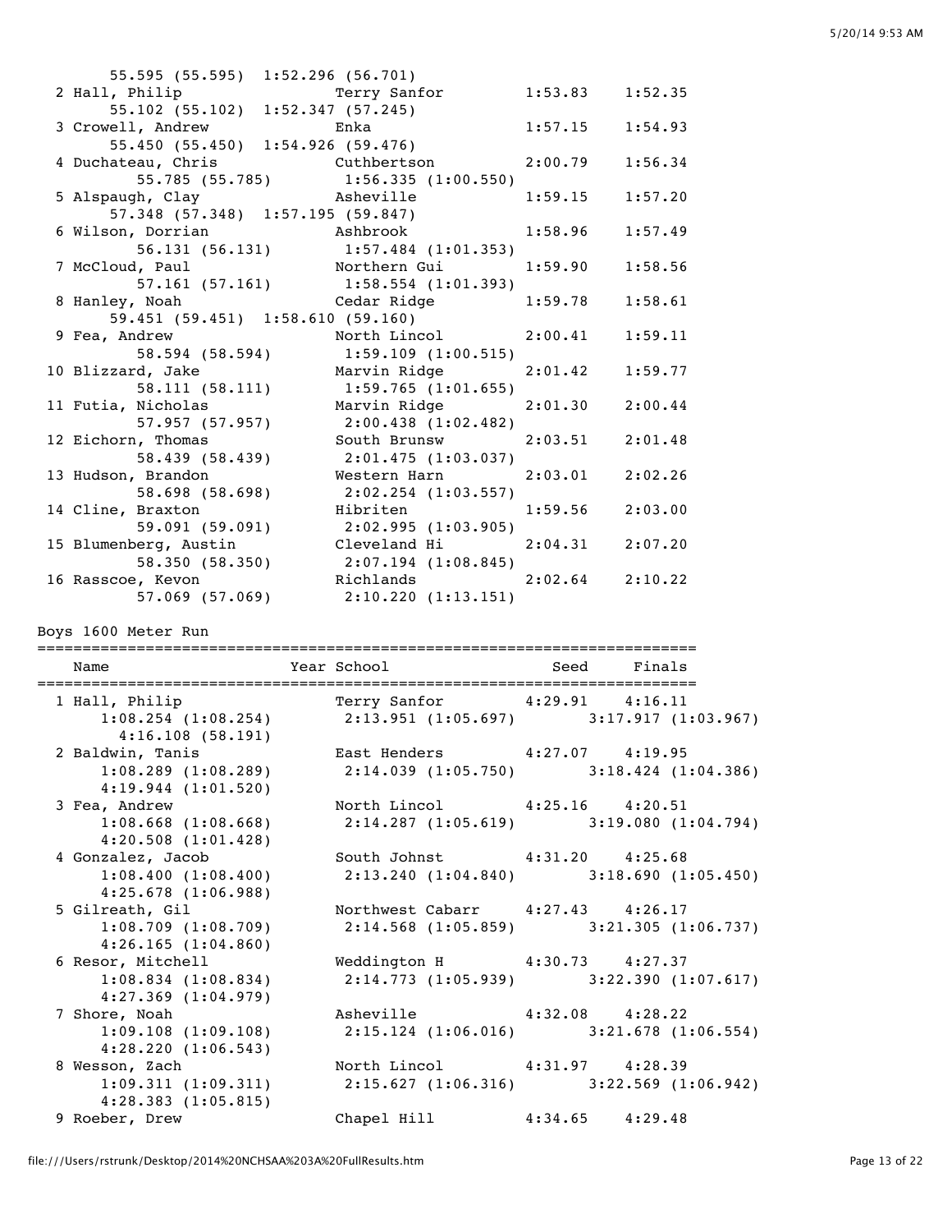```
      55.595 (55.595)  1:52.296 (56.701)
  2 Hall, Philip               Terry Sanfor         1:53.83    1:52.35
      55.102 (55.102)  1:52.347 (57.245)
  3 Crowell, Andrew            Enka                 1:57.15    1:54.93
      55.450 (55.450)  1:54.926 (59.476)
  4 Duchateau, Chris           Cuthbertson          2:00.79    1:56.34
          55.785 (55.785)      1:56.335 (1:00.550)
  5 Alspaugh, Clay             Asheville            1:59.15    1:57.20
      57.348 (57.348)  1:57.195 (59.847)
  6 Wilson, Dorrian            Ashbrook             1:58.96    1:57.49
          56.131 (56.131)      1:57.484 (1:01.353)
  7 McCloud, Paul              Northern Gui         1:59.90    1:58.56
          57.161 (57.161)      1:58.554 (1:01.393)
  8 Hanley, Noah               Cedar Ridge          1:59.78    1:58.61
      59.451 (59.451)  1:58.610 (59.160)
  9 Fea, Andrew                North Lincol         2:00.41    1:59.11
          58.594 (58.594)      1:59.109 (1:00.515)
 10 Blizzard, Jake             Marvin Ridge         2:01.42    1:59.77
          58.111 (58.111)      1:59.765 (1:01.655)
 11 Futia, Nicholas            Marvin Ridge         2:01.30    2:00.44
          57.957 (57.957)      2:00.438 (1:02.482)
 12 Eichorn, Thomas            South Brunsw         2:03.51    2:01.48
          58.439 (58.439)      2:01.475 (1:03.037)
 13 Hudson, Brandon            Western Harn         2:03.01    2:02.26
          58.698 (58.698)      2:02.254 (1:03.557)
 14 Cline, Braxton             Hibriten             1:59.56    2:03.00
          59.091 (59.091)      2:02.995 (1:03.905)
 15 Blumenberg, Austin         Cleveland Hi         2:04.31    2:07.20
          58.350 (58.350)      2:07.194 (1:08.845)
 16 Rasscoe, Kevon             Richlands            2:02.64    2:10.22
          57.069 (57.069)      2:10.220 (1:13.151)
```

Boys 1600 Meter Run

```
=========================================================================
    Name                    Year School                 Seed     Finals
=========================================================================
  1 Hall, Philip               Terry Sanfor         4:29.91    4:16.11
      1:08.254 (1:08.254)      2:13.951 (1:05.697)      3:17.917 (1:03.967)
        4:16.108 (58.191)
  2 Baldwin, Tanis             East Henders         4:27.07    4:19.95
      1:08.289 (1:08.289)      2:14.039 (1:05.750)      3:18.424 (1:04.386)
      4:19.944 (1:01.520)
  3 Fea, Andrew                North Lincol         4:25.16    4:20.51
      1:08.668 (1:08.668)      2:14.287 (1:05.619)      3:19.080 (1:04.794)
      4:20.508 (1:01.428)
  4 Gonzalez, Jacob            South Johnst         4:31.20    4:25.68
      1:08.400 (1:08.400)      2:13.240 (1:04.840)      3:18.690 (1:05.450)
      4:25.678 (1:06.988)
  5 Gilreath, Gil              Northwest Cabarr     4:27.43    4:26.17
      1:08.709 (1:08.709)      2:14.568 (1:05.859)      3:21.305 (1:06.737)
      4:26.165 (1:04.860)
  6 Resor, Mitchell            Weddington H         4:30.73    4:27.37
      1:08.834 (1:08.834)      2:14.773 (1:05.939)      3:22.390 (1:07.617)
      4:27.369 (1:04.979)
  7 Shore, Noah                Asheville            4:32.08    4:28.22
      1:09.108 (1:09.108)      2:15.124 (1:06.016)      3:21.678 (1:06.554)
      4:28.220 (1:06.543)
  8 Wesson, Zach               North Lincol         4:31.97    4:28.39
      1:09.311 (1:09.311)      2:15.627 (1:06.316)      3:22.569 (1:06.942)
      4:28.383 (1:05.815)
  9 Roeber, Drew               Chapel Hill          4:34.65    4:29.48
```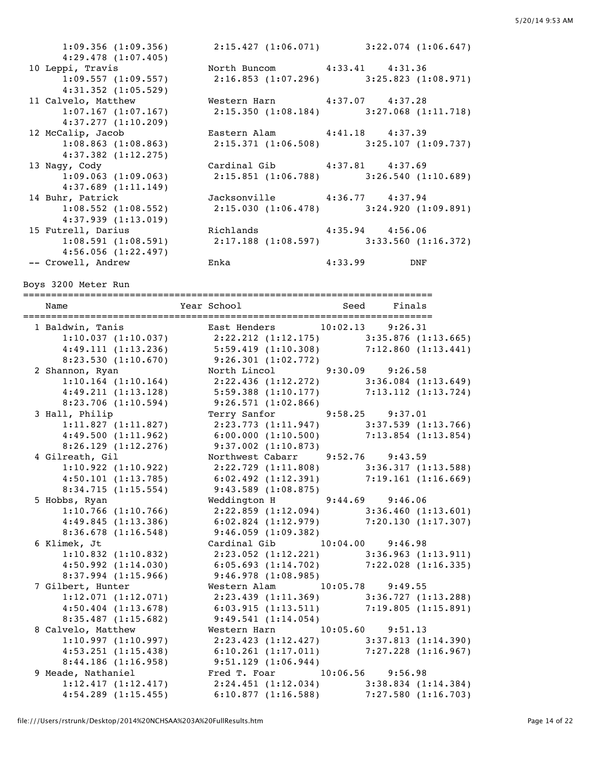```
      1:09.356 (1:09.356)       2:15.427 (1:06.071)       3:22.074 (1:06.647)
      4:29.478 (1:07.405)
 10 Leppi, Travis              North Buncom        4:33.41    4:31.36
      1:09.557 (1:09.557)       2:16.853 (1:07.296)       3:25.823 (1:08.971)
      4:31.352 (1:05.529)
 11 Calvelo, Matthew           Western Harn        4:37.07    4:37.28
      1:07.167 (1:07.167)       2:15.350 (1:08.184)       3:27.068 (1:11.718)
      4:37.277 (1:10.209)
 12 McCalip, Jacob             Eastern Alam        4:41.18    4:37.39
      1:08.863 (1:08.863)       2:15.371 (1:06.508)       3:25.107 (1:09.737)
      4:37.382 (1:12.275)
 13 Nagy, Cody                 Cardinal Gib        4:37.81    4:37.69
      1:09.063 (1:09.063)       2:15.851 (1:06.788)       3:26.540 (1:10.689)
      4:37.689 (1:11.149)
 14 Buhr, Patrick              Jacksonville        4:36.77    4:37.94
      1:08.552 (1:08.552)       2:15.030 (1:06.478)       3:24.920 (1:09.891)
      4:37.939 (1:13.019)
 15 Futrell, Darius            Richlands           4:35.94    4:56.06
      1:08.591 (1:08.591)       2:17.188 (1:08.597)       3:33.560 (1:16.372)
      4:56.056 (1:22.497)
 -- Crowell, Andrew            Enka                4:33.99        DNF
```

Boys 3200 Meter Run

```
=========================================================================
    Name                    Year School                  Seed     Finals
=========================================================================
  1 Baldwin, Tanis               East Henders       10:02.13    9:26.31
      1:10.037 (1:10.037)       2:22.212 (1:12.175)       3:35.876 (1:13.665)
      4:49.111 (1:13.236)       5:59.419 (1:10.308)       7:12.860 (1:13.441)
      8:23.530 (1:10.670)       9:26.301 (1:02.772)
  2 Shannon, Ryan                North Lincol        9:30.09    9:26.58
      1:10.164 (1:10.164)       2:22.436 (1:12.272)       3:36.084 (1:13.649)
      4:49.211 (1:13.128)       5:59.388 (1:10.177)       7:13.112 (1:13.724)
      8:23.706 (1:10.594)       9:26.571 (1:02.866)
  3 Hall, Philip                 Terry Sanfor        9:58.25    9:37.01
      1:11.827 (1:11.827)       2:23.773 (1:11.947)       3:37.539 (1:13.766)
      4:49.500 (1:11.962)       6:00.000 (1:10.500)       7:13.854 (1:13.854)
      8:26.129 (1:12.276)       9:37.002 (1:10.873)
  4 Gilreath, Gil                Northwest Cabarr    9:52.76    9:43.59
      1:10.922 (1:10.922)       2:22.729 (1:11.808)       3:36.317 (1:13.588)
      4:50.101 (1:13.785)       6:02.492 (1:12.391)       7:19.161 (1:16.669)
      8:34.715 (1:15.554)       9:43.589 (1:08.875)
  5 Hobbs, Ryan                  Weddington H        9:44.69    9:46.06
      1:10.766 (1:10.766)       2:22.859 (1:12.094)       3:36.460 (1:13.601)
      4:49.845 (1:13.386)       6:02.824 (1:12.979)       7:20.130 (1:17.307)
      8:36.678 (1:16.548)       9:46.059 (1:09.382)
  6 Klimek, Jt                   Cardinal Gib       10:04.00    9:46.98
      1:10.832 (1:10.832)       2:23.052 (1:12.221)       3:36.963 (1:13.911)
      4:50.992 (1:14.030)       6:05.693 (1:14.702)       7:22.028 (1:16.335)
      8:37.994 (1:15.966)       9:46.978 (1:08.985)
  7 Gilbert, Hunter              Western Alam       10:05.78    9:49.55
      1:12.071 (1:12.071)       2:23.439 (1:11.369)       3:36.727 (1:13.288)
      4:50.404 (1:13.678)       6:03.915 (1:13.511)       7:19.805 (1:15.891)
      8:35.487 (1:15.682)       9:49.541 (1:14.054)
  8 Calvelo, Matthew             Western Harn       10:05.60    9:51.13
      1:10.997 (1:10.997)       2:23.423 (1:12.427)       3:37.813 (1:14.390)
      4:53.251 (1:15.438)       6:10.261 (1:17.011)       7:27.228 (1:16.967)
      8:44.186 (1:16.958)       9:51.129 (1:06.944)
  9 Meade, Nathaniel             Fred T. Foar       10:06.56    9:56.98
      1:12.417 (1:12.417)       2:24.451 (1:12.034)       3:38.834 (1:14.384)
      4:54.289 (1:15.455)       6:10.877 (1:16.588)       7:27.580 (1:16.703)
```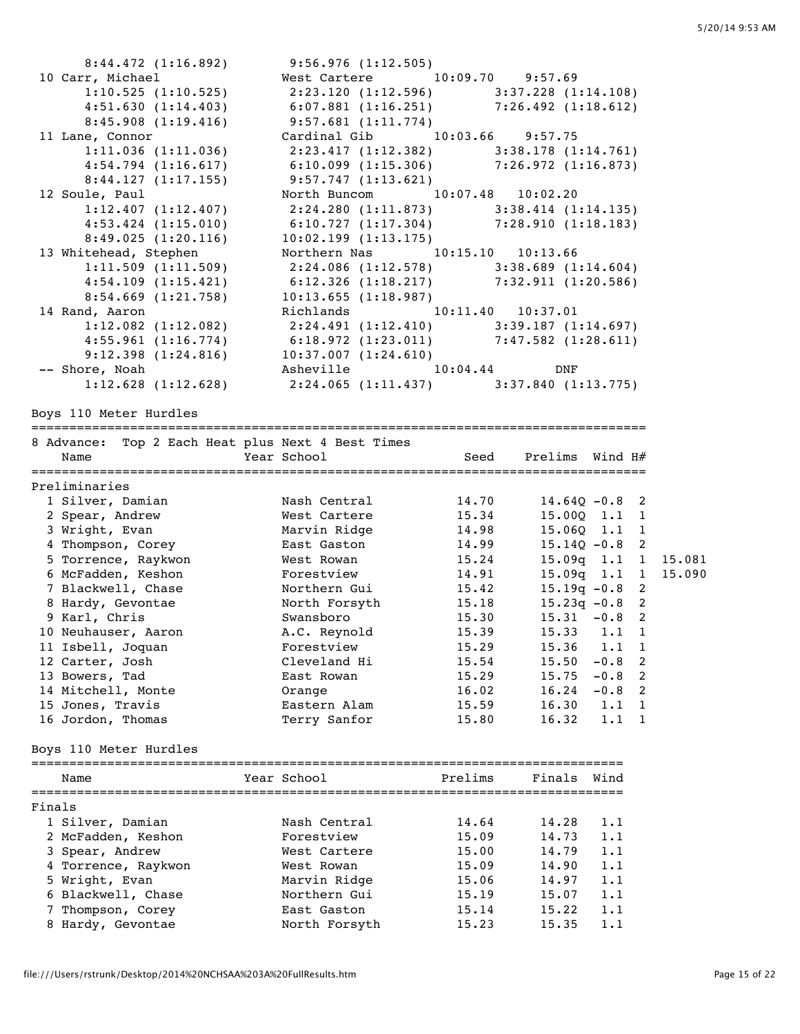```
      8:44.472 (1:16.892)       9:56.976 (1:12.505)
 10 Carr, Michael               West Cartere          10:09.70    9:57.69
      1:10.525 (1:10.525)       2:23.120 (1:12.596)       3:37.228 (1:14.108)
      4:51.630 (1:14.403)       6:07.881 (1:16.251)       7:26.492 (1:18.612)
      8:45.908 (1:19.416)       9:57.681 (1:11.774)
 11 Lane, Connor                Cardinal Gib          10:03.66    9:57.75
      1:11.036 (1:11.036)       2:23.417 (1:12.382)       3:38.178 (1:14.761)
      4:54.794 (1:16.617)       6:10.099 (1:15.306)       7:26.972 (1:16.873)
      8:44.127 (1:17.155)       9:57.747 (1:13.621)
 12 Soule, Paul                 North Buncom          10:07.48   10:02.20
      1:12.407 (1:12.407)       2:24.280 (1:11.873)       3:38.414 (1:14.135)
      4:53.424 (1:15.010)       6:10.727 (1:17.304)       7:28.910 (1:18.183)
      8:49.025 (1:20.116)      10:02.199 (1:13.175)
 13 Whitehead, Stephen          Northern Nas          10:15.10   10:13.66
      1:11.509 (1:11.509)       2:24.086 (1:12.578)       3:38.689 (1:14.604)
      4:54.109 (1:15.421)       6:12.326 (1:18.217)       7:32.911 (1:20.586)
      8:54.669 (1:21.758)      10:13.655 (1:18.987)
 14 Rand, Aaron                 Richlands             10:11.40   10:37.01
      1:12.082 (1:12.082)       2:24.491 (1:12.410)       3:39.187 (1:14.697)
      4:55.961 (1:16.774)       6:18.972 (1:23.011)       7:47.582 (1:28.611)
      9:12.398 (1:24.816)      10:37.007 (1:24.610)
 -- Shore, Noah                 Asheville             10:04.44        DNF
      1:12.628 (1:12.628)       2:24.065 (1:11.437)       3:37.840 (1:13.775)
```

## Boys 110 Meter Hurdles

8 Advance: Top 2 Each Heat plus Next 4 Best Times

**Preliminaries**

| Place | Name | Year | School | Seed | Prelims | Wind | H# | |
|---|---|---|---|---|---|---|---|---|
| 1 | Silver, Damian | | Nash Central | 14.70 | 14.64Q | -0.8 | 2 | |
| 2 | Spear, Andrew | | West Cartere | 15.34 | 15.00Q | 1.1 | 1 | |
| 3 | Wright, Evan | | Marvin Ridge | 14.98 | 15.06Q | 1.1 | 1 | |
| 4 | Thompson, Corey | | East Gaston | 14.99 | 15.14Q | -0.8 | 2 | |
| 5 | Torrence, Raykwon | | West Rowan | 15.24 | 15.09q | 1.1 | 1 | 15.081 |
| 6 | McFadden, Keshon | | Forestview | 14.91 | 15.09q | 1.1 | 1 | 15.090 |
| 7 | Blackwell, Chase | | Northern Gui | 15.42 | 15.19q | -0.8 | 2 | |
| 8 | Hardy, Gevontae | | North Forsyth | 15.18 | 15.23q | -0.8 | 2 | |
| 9 | Karl, Chris | | Swansboro | 15.30 | 15.31 | -0.8 | 2 | |
| 10 | Neuhauser, Aaron | | A.C. Reynold | 15.39 | 15.33 | 1.1 | 1 | |
| 11 | Isbell, Joquan | | Forestview | 15.29 | 15.36 | 1.1 | 1 | |
| 12 | Carter, Josh | | Cleveland Hi | 15.54 | 15.50 | -0.8 | 2 | |
| 13 | Bowers, Tad | | East Rowan | 15.29 | 15.75 | -0.8 | 2 | |
| 14 | Mitchell, Monte | | Orange | 16.02 | 16.24 | -0.8 | 2 | |
| 15 | Jones, Travis | | Eastern Alam | 15.59 | 16.30 | 1.1 | 1 | |
| 16 | Jordon, Thomas | | Terry Sanfor | 15.80 | 16.32 | 1.1 | 1 | |

## Boys 110 Meter Hurdles

**Finals**

| Place | Name | Year | School | Prelims | Finals | Wind |
|---|---|---|---|---|---|---|
| 1 | Silver, Damian | | Nash Central | 14.64 | 14.28 | 1.1 |
| 2 | McFadden, Keshon | | Forestview | 15.09 | 14.73 | 1.1 |
| 3 | Spear, Andrew | | West Cartere | 15.00 | 14.79 | 1.1 |
| 4 | Torrence, Raykwon | | West Rowan | 15.09 | 14.90 | 1.1 |
| 5 | Wright, Evan | | Marvin Ridge | 15.06 | 14.97 | 1.1 |
| 6 | Blackwell, Chase | | Northern Gui | 15.19 | 15.07 | 1.1 |
| 7 | Thompson, Corey | | East Gaston | 15.14 | 15.22 | 1.1 |
| 8 | Hardy, Gevontae | | North Forsyth | 15.23 | 15.35 | 1.1 |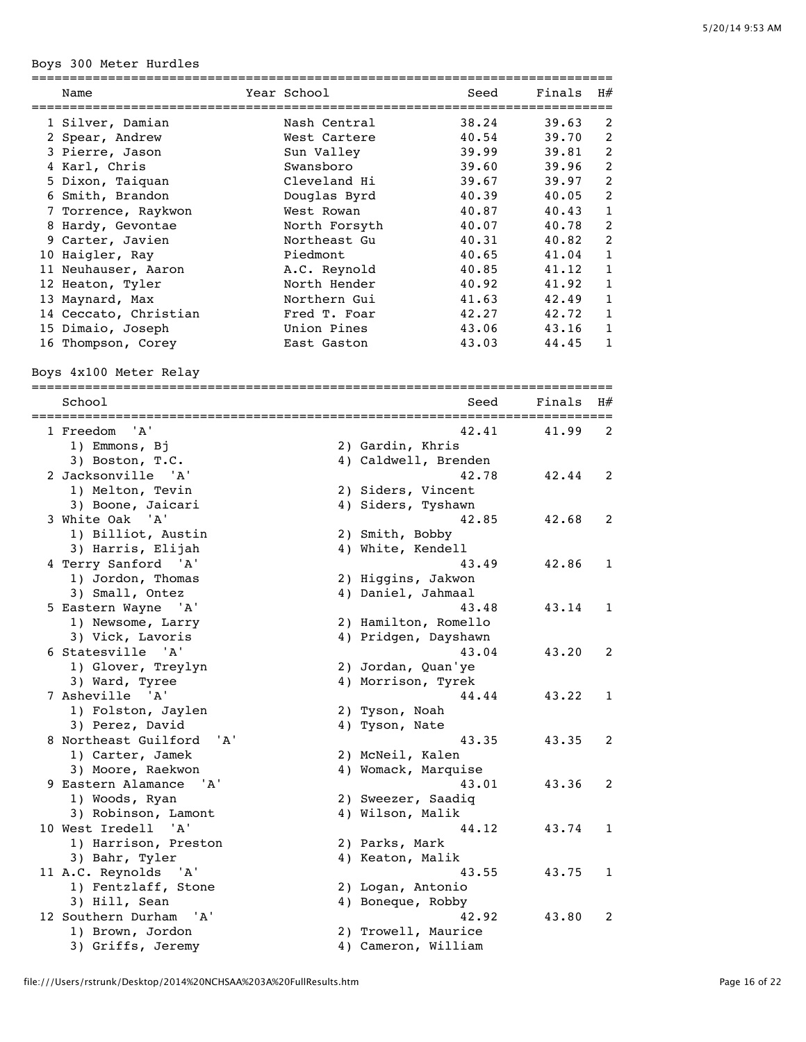## Boys 300 Meter Hurdles

| Place | Name | Year | School | Seed | Finals | H# |
|---|---|---|---|---|---|---|
| 1 | Silver, Damian | | Nash Central | 38.24 | 39.63 | 2 |
| 2 | Spear, Andrew | | West Cartere | 40.54 | 39.70 | 2 |
| 3 | Pierre, Jason | | Sun Valley | 39.99 | 39.81 | 2 |
| 4 | Karl, Chris | | Swansboro | 39.60 | 39.96 | 2 |
| 5 | Dixon, Taiquan | | Cleveland Hi | 39.67 | 39.97 | 2 |
| 6 | Smith, Brandon | | Douglas Byrd | 40.39 | 40.05 | 2 |
| 7 | Torrence, Raykwon | | West Rowan | 40.87 | 40.43 | 1 |
| 8 | Hardy, Gevontae | | North Forsyth | 40.07 | 40.78 | 2 |
| 9 | Carter, Javien | | Northeast Gu | 40.31 | 40.82 | 2 |
| 10 | Haigler, Ray | | Piedmont | 40.65 | 41.04 | 1 |
| 11 | Neuhauser, Aaron | | A.C. Reynold | 40.85 | 41.12 | 1 |
| 12 | Heaton, Tyler | | North Hender | 40.92 | 41.92 | 1 |
| 13 | Maynard, Max | | Northern Gui | 41.63 | 42.49 | 1 |
| 14 | Ceccato, Christian | | Fred T. Foar | 42.27 | 42.72 | 1 |
| 15 | Dimaio, Joseph | | Union Pines | 43.06 | 43.16 | 1 |
| 16 | Thompson, Corey | | East Gaston | 43.03 | 44.45 | 1 |

## Boys 4x100 Meter Relay

| Place | School | Seed | Finals | H# |
|---|---|---|---|---|
| 1 | Freedom 'A' | 42.41 | 41.99 | 2 |
| | 1) Emmons, Bj; 2) Gardin, Khris; 3) Boston, T.C.; 4) Caldwell, Brenden | | | |
| 2 | Jacksonville 'A' | 42.78 | 42.44 | 2 |
| | 1) Melton, Tevin; 2) Siders, Vincent; 3) Boone, Jaicari; 4) Siders, Tyshawn | | | |
| 3 | White Oak 'A' | 42.85 | 42.68 | 2 |
| | 1) Billiot, Austin; 2) Smith, Bobby; 3) Harris, Elijah; 4) White, Kendell | | | |
| 4 | Terry Sanford 'A' | 43.49 | 42.86 | 1 |
| | 1) Jordon, Thomas; 2) Higgins, Jakwon; 3) Small, Ontez; 4) Daniel, Jahmaal | | | |
| 5 | Eastern Wayne 'A' | 43.48 | 43.14 | 1 |
| | 1) Newsome, Larry; 2) Hamilton, Romello; 3) Vick, Lavoris; 4) Pridgen, Dayshawn | | | |
| 6 | Statesville 'A' | 43.04 | 43.20 | 2 |
| | 1) Glover, Treylyn; 2) Jordan, Quan'ye; 3) Ward, Tyree; 4) Morrison, Tyrek | | | |
| 7 | Asheville 'A' | 44.44 | 43.22 | 1 |
| | 1) Folston, Jaylen; 2) Tyson, Noah; 3) Perez, David; 4) Tyson, Nate | | | |
| 8 | Northeast Guilford 'A' | 43.35 | 43.35 | 2 |
| | 1) Carter, Jamek; 2) McNeil, Kalen; 3) Moore, Raekwon; 4) Womack, Marquise | | | |
| 9 | Eastern Alamance 'A' | 43.01 | 43.36 | 2 |
| | 1) Woods, Ryan; 2) Sweezer, Saadiq; 3) Robinson, Lamont; 4) Wilson, Malik | | | |
| 10 | West Iredell 'A' | 44.12 | 43.74 | 1 |
| | 1) Harrison, Preston; 2) Parks, Mark; 3) Bahr, Tyler; 4) Keaton, Malik | | | |
| 11 | A.C. Reynolds 'A' | 43.55 | 43.75 | 1 |
| | 1) Fentzlaff, Stone; 2) Logan, Antonio; 3) Hill, Sean; 4) Boneque, Robby | | | |
| 12 | Southern Durham 'A' | 42.92 | 43.80 | 2 |
| | 1) Brown, Jordon; 2) Trowell, Maurice; 3) Griffs, Jeremy; 4) Cameron, William | | | |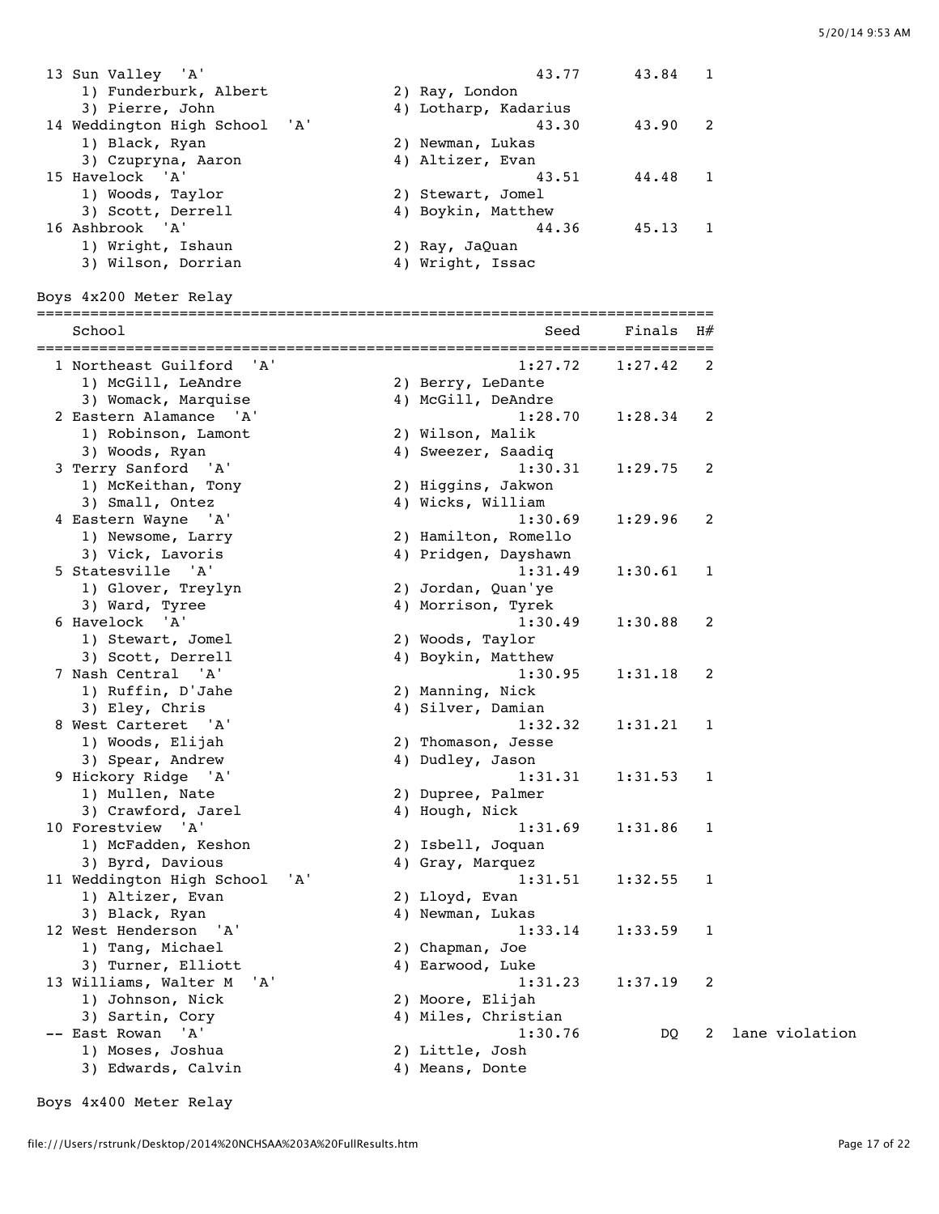| | School | Seed | Finals | H# | |
|---|---|---|---|---|---|
| 13 | Sun Valley 'A' | 43.77 | 43.84 | 1 | |
| | 1) Funderburk, Albert; 2) Ray, London; 3) Pierre, John; 4) Lotharp, Kadarius | | | | |
| 14 | Weddington High School 'A' | 43.30 | 43.90 | 2 | |
| | 1) Black, Ryan; 2) Newman, Lukas; 3) Czupryna, Aaron; 4) Altizer, Evan | | | | |
| 15 | Havelock 'A' | 43.51 | 44.48 | 1 | |
| | 1) Woods, Taylor; 2) Stewart, Jomel; 3) Scott, Derrell; 4) Boykin, Matthew | | | | |
| 16 | Ashbrook 'A' | 44.36 | 45.13 | 1 | |
| | 1) Wright, Ishaun; 2) Ray, JaQuan; 3) Wilson, Dorrian; 4) Wright, Issac | | | | |

## Boys 4x200 Meter Relay

| | School | Seed | Finals | H# | |
|---|---|---|---|---|---|
| 1 | Northeast Guilford 'A' | 1:27.72 | 1:27.42 | 2 | |
| | 1) McGill, LeAndre; 2) Berry, LeDante; 3) Womack, Marquise; 4) McGill, DeAndre | | | | |
| 2 | Eastern Alamance 'A' | 1:28.70 | 1:28.34 | 2 | |
| | 1) Robinson, Lamont; 2) Wilson, Malik; 3) Woods, Ryan; 4) Sweezer, Saadiq | | | | |
| 3 | Terry Sanford 'A' | 1:30.31 | 1:29.75 | 2 | |
| | 1) McKeithan, Tony; 2) Higgins, Jakwon; 3) Small, Ontez; 4) Wicks, William | | | | |
| 4 | Eastern Wayne 'A' | 1:30.69 | 1:29.96 | 2 | |
| | 1) Newsome, Larry; 2) Hamilton, Romello; 3) Vick, Lavoris; 4) Pridgen, Dayshawn | | | | |
| 5 | Statesville 'A' | 1:31.49 | 1:30.61 | 1 | |
| | 1) Glover, Treylyn; 2) Jordan, Quan'ye; 3) Ward, Tyree; 4) Morrison, Tyrek | | | | |
| 6 | Havelock 'A' | 1:30.49 | 1:30.88 | 2 | |
| | 1) Stewart, Jomel; 2) Woods, Taylor; 3) Scott, Derrell; 4) Boykin, Matthew | | | | |
| 7 | Nash Central 'A' | 1:30.95 | 1:31.18 | 2 | |
| | 1) Ruffin, D'Jahe; 2) Manning, Nick; 3) Eley, Chris; 4) Silver, Damian | | | | |
| 8 | West Carteret 'A' | 1:32.32 | 1:31.21 | 1 | |
| | 1) Woods, Elijah; 2) Thomason, Jesse; 3) Spear, Andrew; 4) Dudley, Jason | | | | |
| 9 | Hickory Ridge 'A' | 1:31.31 | 1:31.53 | 1 | |
| | 1) Mullen, Nate; 2) Dupree, Palmer; 3) Crawford, Jarel; 4) Hough, Nick | | | | |
| 10 | Forestview 'A' | 1:31.69 | 1:31.86 | 1 | |
| | 1) McFadden, Keshon; 2) Isbell, Joquan; 3) Byrd, Davious; 4) Gray, Marquez | | | | |
| 11 | Weddington High School 'A' | 1:31.51 | 1:32.55 | 1 | |
| | 1) Altizer, Evan; 2) Lloyd, Evan; 3) Black, Ryan; 4) Newman, Lukas | | | | |
| 12 | West Henderson 'A' | 1:33.14 | 1:33.59 | 1 | |
| | 1) Tang, Michael; 2) Chapman, Joe; 3) Turner, Elliott; 4) Earwood, Luke | | | | |
| 13 | Williams, Walter M 'A' | 1:31.23 | 1:37.19 | 2 | |
| | 1) Johnson, Nick; 2) Moore, Elijah; 3) Sartin, Cory; 4) Miles, Christian | | | | |
| -- | East Rowan 'A' | 1:30.76 | DQ | 2 | lane violation |
| | 1) Moses, Joshua; 2) Little, Josh; 3) Edwards, Calvin; 4) Means, Donte | | | | |

## Boys 4x400 Meter Relay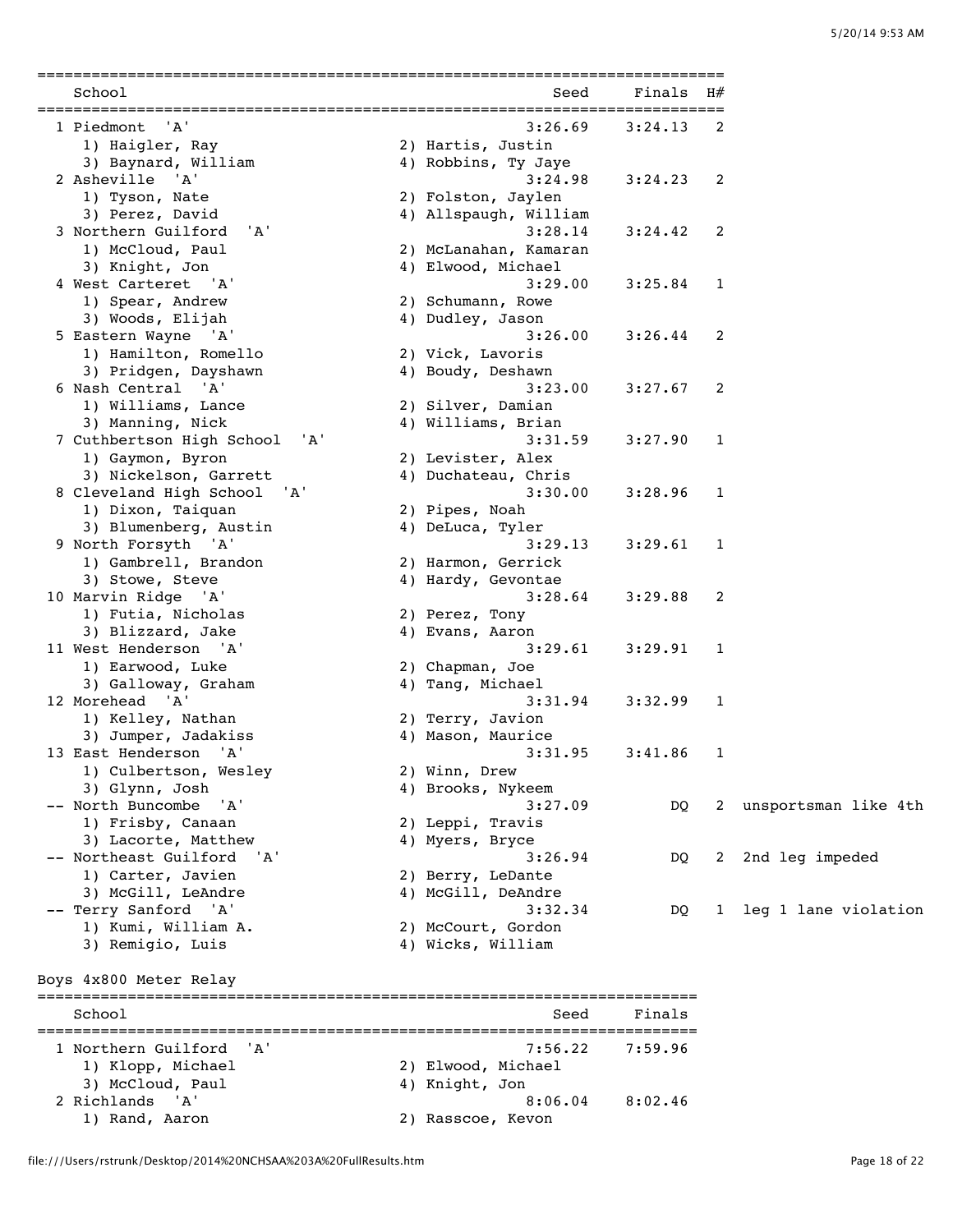| Place | School | Seed | Finals | H# | Note |
|---|---|---|---|---|---|
| 1 | Piedmont 'A' | 3:26.69 | 3:24.13 | 2 | |
| | 1) Haigler, Ray; 2) Hartis, Justin; 3) Baynard, William; 4) Robbins, Ty Jaye | | | | |
| 2 | Asheville 'A' | 3:24.98 | 3:24.23 | 2 | |
| | 1) Tyson, Nate; 2) Folston, Jaylen; 3) Perez, David; 4) Allspaugh, William | | | | |
| 3 | Northern Guilford 'A' | 3:28.14 | 3:24.42 | 2 | |
| | 1) McCloud, Paul; 2) McLanahan, Kamaran; 3) Knight, Jon; 4) Elwood, Michael | | | | |
| 4 | West Carteret 'A' | 3:29.00 | 3:25.84 | 1 | |
| | 1) Spear, Andrew; 2) Schumann, Rowe; 3) Woods, Elijah; 4) Dudley, Jason | | | | |
| 5 | Eastern Wayne 'A' | 3:26.00 | 3:26.44 | 2 | |
| | 1) Hamilton, Romello; 2) Vick, Lavoris; 3) Pridgen, Dayshawn; 4) Boudy, Deshawn | | | | |
| 6 | Nash Central 'A' | 3:23.00 | 3:27.67 | 2 | |
| | 1) Williams, Lance; 2) Silver, Damian; 3) Manning, Nick; 4) Williams, Brian | | | | |
| 7 | Cuthbertson High School 'A' | 3:31.59 | 3:27.90 | 1 | |
| | 1) Gaymon, Byron; 2) Levister, Alex; 3) Nickelson, Garrett; 4) Duchateau, Chris | | | | |
| 8 | Cleveland High School 'A' | 3:30.00 | 3:28.96 | 1 | |
| | 1) Dixon, Taiquan; 2) Pipes, Noah; 3) Blumenberg, Austin; 4) DeLuca, Tyler | | | | |
| 9 | North Forsyth 'A' | 3:29.13 | 3:29.61 | 1 | |
| | 1) Gambrell, Brandon; 2) Harmon, Gerrick; 3) Stowe, Steve; 4) Hardy, Gevontae | | | | |
| 10 | Marvin Ridge 'A' | 3:28.64 | 3:29.88 | 2 | |
| | 1) Futia, Nicholas; 2) Perez, Tony; 3) Blizzard, Jake; 4) Evans, Aaron | | | | |
| 11 | West Henderson 'A' | 3:29.61 | 3:29.91 | 1 | |
| | 1) Earwood, Luke; 2) Chapman, Joe; 3) Galloway, Graham; 4) Tang, Michael | | | | |
| 12 | Morehead 'A' | 3:31.94 | 3:32.99 | 1 | |
| | 1) Kelley, Nathan; 2) Terry, Javion; 3) Jumper, Jadakiss; 4) Mason, Maurice | | | | |
| 13 | East Henderson 'A' | 3:31.95 | 3:41.86 | 1 | |
| | 1) Culbertson, Wesley; 2) Winn, Drew; 3) Glynn, Josh; 4) Brooks, Nykeem | | | | |
| -- | North Buncombe 'A' | 3:27.09 | DQ | 2 | unsportsman like 4th |
| | 1) Frisby, Canaan; 2) Leppi, Travis; 3) Lacorte, Matthew; 4) Myers, Bryce | | | | |
| -- | Northeast Guilford 'A' | 3:26.94 | DQ | 2 | 2nd leg impeded |
| | 1) Carter, Javien; 2) Berry, LeDante; 3) McGill, LeAndre; 4) McGill, DeAndre | | | | |
| -- | Terry Sanford 'A' | 3:32.34 | DQ | 1 | leg 1 lane violation |
| | 1) Kumi, William A.; 2) McCourt, Gordon; 3) Remigio, Luis; 4) Wicks, William | | | | |

## Boys 4x800 Meter Relay

| Place | School | Seed | Finals |
|---|---|---|---|
| 1 | Northern Guilford 'A' | 7:56.22 | 7:59.96 |
| | 1) Klopp, Michael; 2) Elwood, Michael; 3) McCloud, Paul; 4) Knight, Jon | | |
| 2 | Richlands 'A' | 8:06.04 | 8:02.46 |
| | 1) Rand, Aaron; 2) Rasscoe, Kevon | | |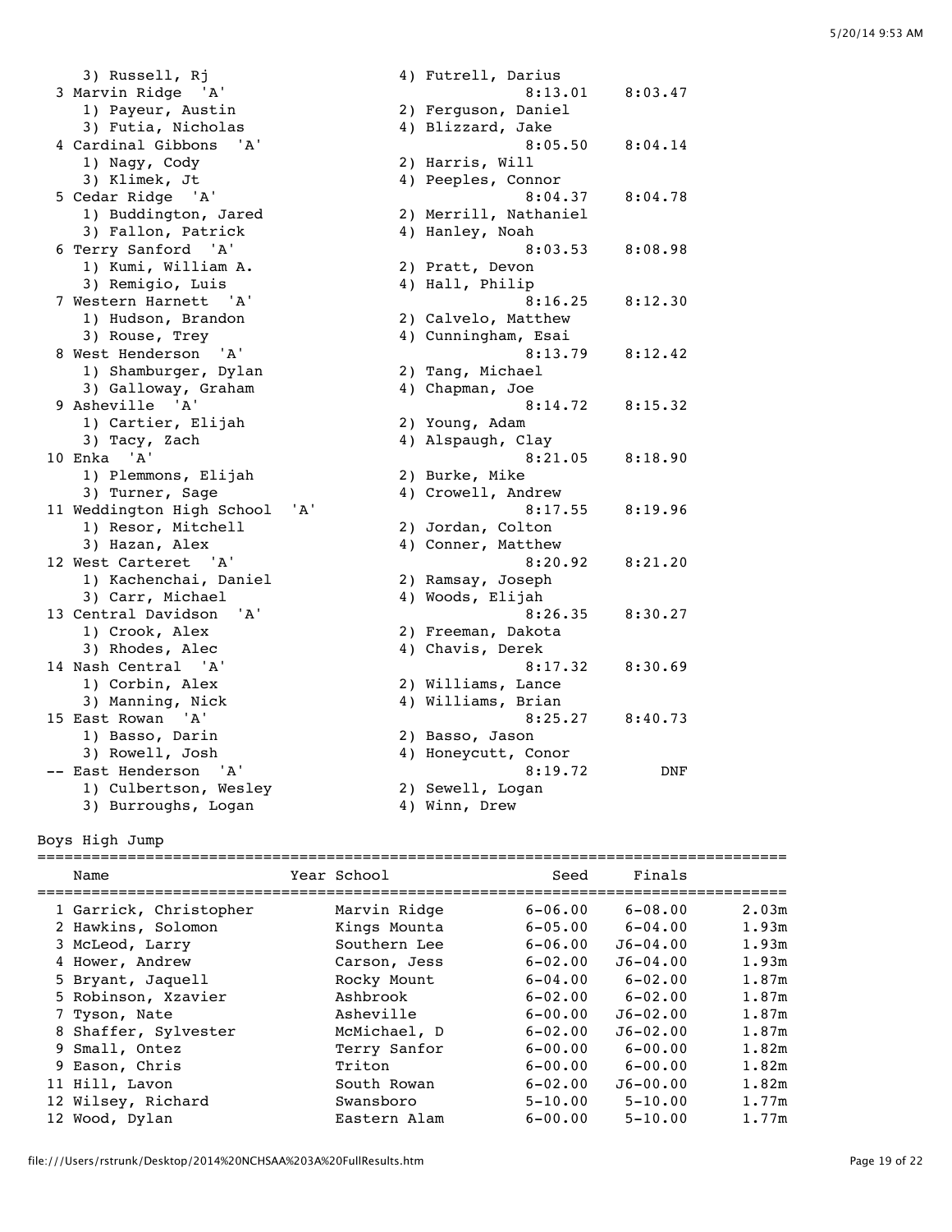| Place | Team | Seed | Finals |
|---|---|---|---|
| | 3) Russell, Rj; 4) Futrell, Darius | | |
| 3 | Marvin Ridge 'A' | 8:13.01 | 8:03.47 |
| | 1) Payeur, Austin; 2) Ferguson, Daniel; 3) Futia, Nicholas; 4) Blizzard, Jake | | |
| 4 | Cardinal Gibbons 'A' | 8:05.50 | 8:04.14 |
| | 1) Nagy, Cody; 2) Harris, Will; 3) Klimek, Jt; 4) Peeples, Connor | | |
| 5 | Cedar Ridge 'A' | 8:04.37 | 8:04.78 |
| | 1) Buddington, Jared; 2) Merrill, Nathaniel; 3) Fallon, Patrick; 4) Hanley, Noah | | |
| 6 | Terry Sanford 'A' | 8:03.53 | 8:08.98 |
| | 1) Kumi, William A.; 2) Pratt, Devon; 3) Remigio, Luis; 4) Hall, Philip | | |
| 7 | Western Harnett 'A' | 8:16.25 | 8:12.30 |
| | 1) Hudson, Brandon; 2) Calvelo, Matthew; 3) Rouse, Trey; 4) Cunningham, Esai | | |
| 8 | West Henderson 'A' | 8:13.79 | 8:12.42 |
| | 1) Shamburger, Dylan; 2) Tang, Michael; 3) Galloway, Graham; 4) Chapman, Joe | | |
| 9 | Asheville 'A' | 8:14.72 | 8:15.32 |
| | 1) Cartier, Elijah; 2) Young, Adam; 3) Tacy, Zach; 4) Alspaugh, Clay | | |
| 10 | Enka 'A' | 8:21.05 | 8:18.90 |
| | 1) Plemmons, Elijah; 2) Burke, Mike; 3) Turner, Sage; 4) Crowell, Andrew | | |
| 11 | Weddington High School 'A' | 8:17.55 | 8:19.96 |
| | 1) Resor, Mitchell; 2) Jordan, Colton; 3) Hazan, Alex; 4) Conner, Matthew | | |
| 12 | West Carteret 'A' | 8:20.92 | 8:21.20 |
| | 1) Kachenchai, Daniel; 2) Ramsay, Joseph; 3) Carr, Michael; 4) Woods, Elijah | | |
| 13 | Central Davidson 'A' | 8:26.35 | 8:30.27 |
| | 1) Crook, Alex; 2) Freeman, Dakota; 3) Rhodes, Alec; 4) Chavis, Derek | | |
| 14 | Nash Central 'A' | 8:17.32 | 8:30.69 |
| | 1) Corbin, Alex; 2) Williams, Lance; 3) Manning, Nick; 4) Williams, Brian | | |
| 15 | East Rowan 'A' | 8:25.27 | 8:40.73 |
| | 1) Basso, Darin; 2) Basso, Jason; 3) Rowell, Josh; 4) Honeycutt, Conor | | |
| -- | East Henderson 'A' | 8:19.72 | DNF |
| | 1) Culbertson, Wesley; 2) Sewell, Logan; 3) Burroughs, Logan; 4) Winn, Drew | | |

## Boys High Jump

| Place | Name | Year | School | Seed | Finals | |
|---|---|---|---|---|---|---|
| 1 | Garrick, Christopher | | Marvin Ridge | 6-06.00 | 6-08.00 | 2.03m |
| 2 | Hawkins, Solomon | | Kings Mounta | 6-05.00 | 6-04.00 | 1.93m |
| 3 | McLeod, Larry | | Southern Lee | 6-06.00 | J6-04.00 | 1.93m |
| 4 | Hower, Andrew | | Carson, Jess | 6-02.00 | J6-04.00 | 1.93m |
| 5 | Bryant, Jaquell | | Rocky Mount | 6-04.00 | 6-02.00 | 1.87m |
| 5 | Robinson, Xzavier | | Ashbrook | 6-02.00 | 6-02.00 | 1.87m |
| 7 | Tyson, Nate | | Asheville | 6-00.00 | J6-02.00 | 1.87m |
| 8 | Shaffer, Sylvester | | McMichael, D | 6-02.00 | J6-02.00 | 1.87m |
| 9 | Small, Ontez | | Terry Sanfor | 6-00.00 | 6-00.00 | 1.82m |
| 9 | Eason, Chris | | Triton | 6-00.00 | 6-00.00 | 1.82m |
| 11 | Hill, Lavon | | South Rowan | 6-02.00 | J6-00.00 | 1.82m |
| 12 | Wilsey, Richard | | Swansboro | 5-10.00 | 5-10.00 | 1.77m |
| 12 | Wood, Dylan | | Eastern Alam | 6-00.00 | 5-10.00 | 1.77m |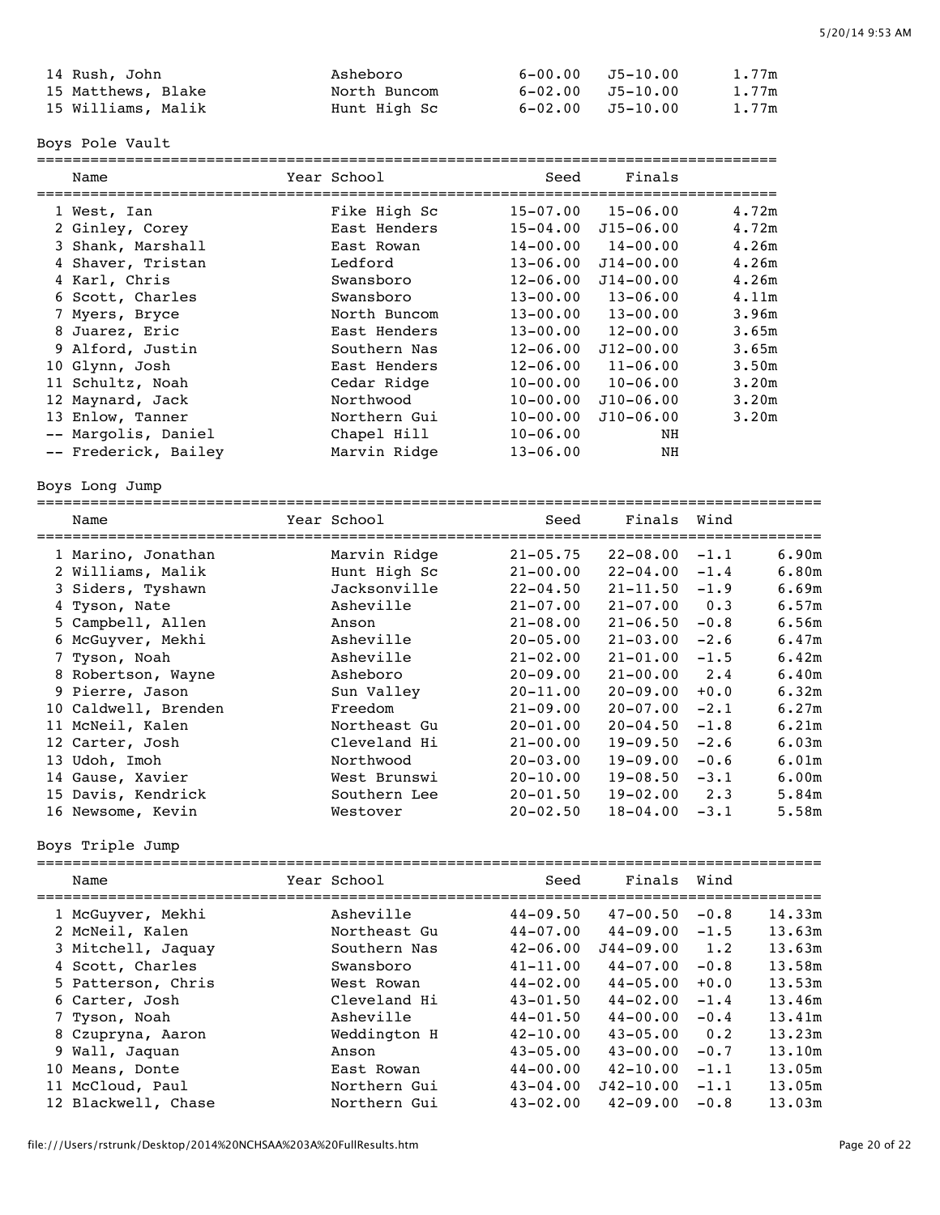| | Name | Year | School | Seed | Finals | |
|---|---|---|---|---|---|---|
| 14 | Rush, John | | Asheboro | 6-00.00 | J5-10.00 | 1.77m |
| 15 | Matthews, Blake | | North Buncom | 6-02.00 | J5-10.00 | 1.77m |
| 15 | Williams, Malik | | Hunt High Sc | 6-02.00 | J5-10.00 | 1.77m |

## Boys Pole Vault

| | Name | Year | School | Seed | Finals | |
|---|---|---|---|---|---|---|
| 1 | West, Ian | | Fike High Sc | 15-07.00 | 15-06.00 | 4.72m |
| 2 | Ginley, Corey | | East Henders | 15-04.00 | J15-06.00 | 4.72m |
| 3 | Shank, Marshall | | East Rowan | 14-00.00 | 14-00.00 | 4.26m |
| 4 | Shaver, Tristan | | Ledford | 13-06.00 | J14-00.00 | 4.26m |
| 5 | Karl, Chris | | Swansboro | 12-06.00 | J14-00.00 | 4.26m |
| 6 | Scott, Charles | | Swansboro | 13-00.00 | 13-06.00 | 4.11m |
| 7 | Myers, Bryce | | North Buncom | 13-00.00 | 13-00.00 | 3.96m |
| 8 | Juarez, Eric | | East Henders | 13-00.00 | 12-00.00 | 3.65m |
| 9 | Alford, Justin | | Southern Nas | 12-06.00 | J12-00.00 | 3.65m |
| 10 | Glynn, Josh | | East Henders | 12-06.00 | 11-06.00 | 3.50m |
| 11 | Schultz, Noah | | Cedar Ridge | 10-00.00 | 10-06.00 | 3.20m |
| 12 | Maynard, Jack | | Northwood | 10-00.00 | J10-06.00 | 3.20m |
| 13 | Enlow, Tanner | | Northern Gui | 10-00.00 | J10-06.00 | 3.20m |
| -- | Margolis, Daniel | | Chapel Hill | 10-06.00 | NH | |
| -- | Frederick, Bailey | | Marvin Ridge | 13-06.00 | NH | |

## Boys Long Jump

| | Name | Year | School | Seed | Finals | Wind | |
|---|---|---|---|---|---|---|---|
| 1 | Marino, Jonathan | | Marvin Ridge | 21-05.75 | 22-08.00 | -1.1 | 6.90m |
| 2 | Williams, Malik | | Hunt High Sc | 21-00.00 | 22-04.00 | -1.4 | 6.80m |
| 3 | Siders, Tyshawn | | Jacksonville | 22-04.50 | 21-11.50 | -1.9 | 6.69m |
| 4 | Tyson, Nate | | Asheville | 21-07.00 | 21-07.00 | 0.3 | 6.57m |
| 5 | Campbell, Allen | | Anson | 21-08.00 | 21-06.50 | -0.8 | 6.56m |
| 6 | McGuyver, Mekhi | | Asheville | 20-05.00 | 21-03.00 | -2.6 | 6.47m |
| 7 | Tyson, Noah | | Asheville | 21-02.00 | 21-01.00 | -1.5 | 6.42m |
| 8 | Robertson, Wayne | | Asheboro | 20-09.00 | 21-00.00 | 2.4 | 6.40m |
| 9 | Pierre, Jason | | Sun Valley | 20-11.00 | 20-09.00 | +0.0 | 6.32m |
| 10 | Caldwell, Brenden | | Freedom | 21-09.00 | 20-07.00 | -2.1 | 6.27m |
| 11 | McNeil, Kalen | | Northeast Gu | 20-01.00 | 20-04.50 | -1.8 | 6.21m |
| 12 | Carter, Josh | | Cleveland Hi | 21-00.00 | 19-09.50 | -2.6 | 6.03m |
| 13 | Udoh, Imoh | | Northwood | 20-03.00 | 19-09.00 | -0.6 | 6.01m |
| 14 | Gause, Xavier | | West Brunswi | 20-10.00 | 19-08.50 | -3.1 | 6.00m |
| 15 | Davis, Kendrick | | Southern Lee | 20-01.50 | 19-02.00 | 2.3 | 5.84m |
| 16 | Newsome, Kevin | | Westover | 20-02.50 | 18-04.00 | -3.1 | 5.58m |

## Boys Triple Jump

| | Name | Year | School | Seed | Finals | Wind | |
|---|---|---|---|---|---|---|---|
| 1 | McGuyver, Mekhi | | Asheville | 44-09.50 | 47-00.50 | -0.8 | 14.33m |
| 2 | McNeil, Kalen | | Northeast Gu | 44-07.00 | 44-09.00 | -1.5 | 13.63m |
| 3 | Mitchell, Jaquay | | Southern Nas | 42-06.00 | J44-09.00 | 1.2 | 13.63m |
| 4 | Scott, Charles | | Swansboro | 41-11.00 | 44-07.00 | -0.8 | 13.58m |
| 5 | Patterson, Chris | | West Rowan | 44-02.00 | 44-05.00 | +0.0 | 13.53m |
| 6 | Carter, Josh | | Cleveland Hi | 43-01.50 | 44-02.00 | -1.4 | 13.46m |
| 7 | Tyson, Noah | | Asheville | 44-01.50 | 44-00.00 | -0.4 | 13.41m |
| 8 | Czupryna, Aaron | | Weddington H | 42-10.00 | 43-05.00 | 0.2 | 13.23m |
| 9 | Wall, Jaquan | | Anson | 43-05.00 | 43-00.00 | -0.7 | 13.10m |
| 10 | Means, Donte | | East Rowan | 44-00.00 | 42-10.00 | -1.1 | 13.05m |
| 11 | McCloud, Paul | | Northern Gui | 43-04.00 | J42-10.00 | -1.1 | 13.05m |
| 12 | Blackwell, Chase | | Northern Gui | 43-02.00 | 42-09.00 | -0.8 | 13.03m |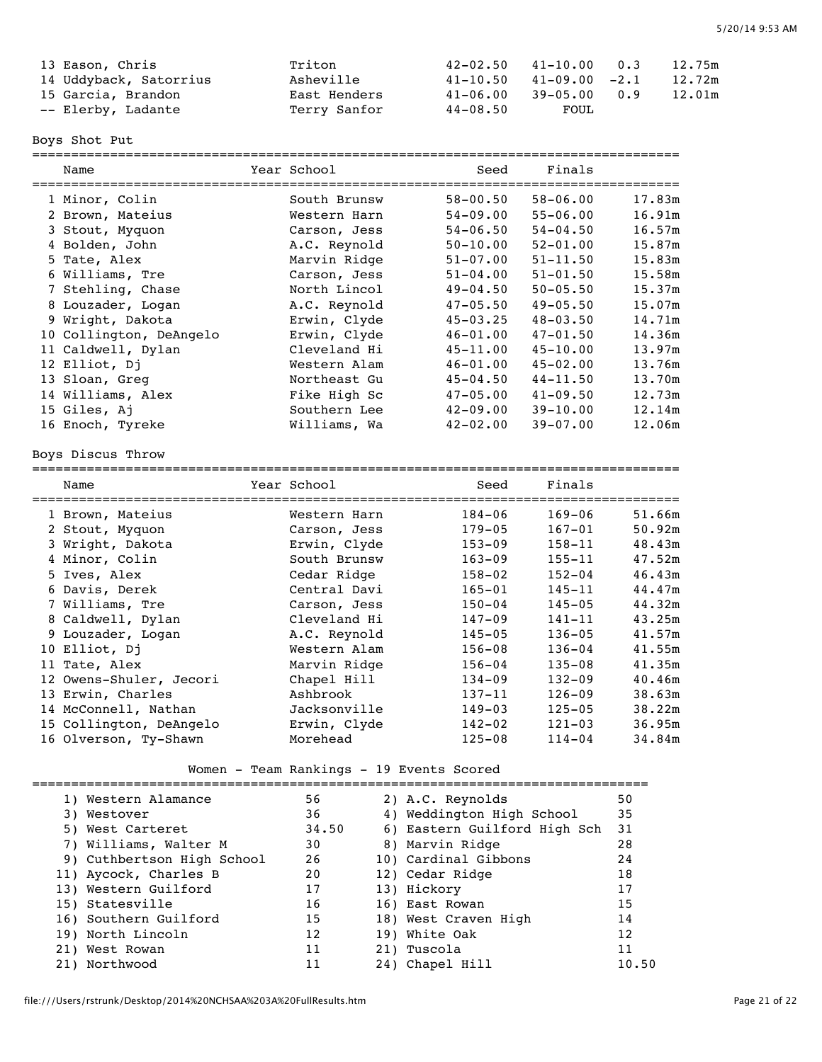| Place | Name | School | Seed | Finals | Wind | Metric |
|---|---|---|---|---|---|---|
| 13 | Eason, Chris | Triton | 42-02.50 | 41-10.00 | 0.3 | 12.75m |
| 14 | Uddyback, Satorrius | Asheville | 41-10.50 | 41-09.00 | -2.1 | 12.72m |
| 15 | Garcia, Brandon | East Henders | 41-06.00 | 39-05.00 | 0.9 | 12.01m |
| -- | Elerby, Ladante | Terry Sanfor | 44-08.50 | FOUL | | |

## Boys Shot Put

| Place | Name | Year | School | Seed | Finals | Metric |
|---|---|---|---|---|---|---|
| 1 | Minor, Colin | | South Brunsw | 58-00.50 | 58-06.00 | 17.83m |
| 2 | Brown, Mateius | | Western Harn | 54-09.00 | 55-06.00 | 16.91m |
| 3 | Stout, Myquon | | Carson, Jess | 54-06.50 | 54-04.50 | 16.57m |
| 4 | Bolden, John | | A.C. Reynold | 50-10.00 | 52-01.00 | 15.87m |
| 5 | Tate, Alex | | Marvin Ridge | 51-07.00 | 51-11.50 | 15.83m |
| 6 | Williams, Tre | | Carson, Jess | 51-04.00 | 51-01.50 | 15.58m |
| 7 | Stehling, Chase | | North Lincol | 49-04.50 | 50-05.50 | 15.37m |
| 8 | Louzader, Logan | | A.C. Reynold | 47-05.50 | 49-05.50 | 15.07m |
| 9 | Wright, Dakota | | Erwin, Clyde | 45-03.25 | 48-03.50 | 14.71m |
| 10 | Collington, DeAngelo | | Erwin, Clyde | 46-01.00 | 47-01.50 | 14.36m |
| 11 | Caldwell, Dylan | | Cleveland Hi | 45-11.00 | 45-10.00 | 13.97m |
| 12 | Elliot, Dj | | Western Alam | 46-01.00 | 45-02.00 | 13.76m |
| 13 | Sloan, Greg | | Northeast Gu | 45-04.50 | 44-11.50 | 13.70m |
| 14 | Williams, Alex | | Fike High Sc | 47-05.00 | 41-09.50 | 12.73m |
| 15 | Giles, Aj | | Southern Lee | 42-09.00 | 39-10.00 | 12.14m |
| 16 | Enoch, Tyreke | | Williams, Wa | 42-02.00 | 39-07.00 | 12.06m |

## Boys Discus Throw

| Place | Name | Year | School | Seed | Finals | Metric |
|---|---|---|---|---|---|---|
| 1 | Brown, Mateius | | Western Harn | 184-06 | 169-06 | 51.66m |
| 2 | Stout, Myquon | | Carson, Jess | 179-05 | 167-01 | 50.92m |
| 3 | Wright, Dakota | | Erwin, Clyde | 153-09 | 158-11 | 48.43m |
| 4 | Minor, Colin | | South Brunsw | 163-09 | 155-11 | 47.52m |
| 5 | Ives, Alex | | Cedar Ridge | 158-02 | 152-04 | 46.43m |
| 6 | Davis, Derek | | Central Davi | 165-01 | 145-11 | 44.47m |
| 7 | Williams, Tre | | Carson, Jess | 150-04 | 145-05 | 44.32m |
| 8 | Caldwell, Dylan | | Cleveland Hi | 147-09 | 141-11 | 43.25m |
| 9 | Louzader, Logan | | A.C. Reynold | 145-05 | 136-05 | 41.57m |
| 10 | Elliot, Dj | | Western Alam | 156-08 | 136-04 | 41.55m |
| 11 | Tate, Alex | | Marvin Ridge | 156-04 | 135-08 | 41.35m |
| 12 | Owens-Shuler, Jecori | | Chapel Hill | 134-09 | 132-09 | 40.46m |
| 13 | Erwin, Charles | | Ashbrook | 137-11 | 126-09 | 38.63m |
| 14 | McConnell, Nathan | | Jacksonville | 149-03 | 125-05 | 38.22m |
| 15 | Collington, DeAngelo | | Erwin, Clyde | 142-02 | 121-03 | 36.95m |
| 16 | Olverson, Ty-Shawn | | Morehead | 125-08 | 114-04 | 34.84m |

## Women - Team Rankings - 19 Events Scored

| Rank | Team | Points | Rank | Team | Points |
|---|---|---|---|---|---|
| 1) | Western Alamance | 56 | 2) | A.C. Reynolds | 50 |
| 3) | Westover | 36 | 4) | Weddington High School | 35 |
| 5) | West Carteret | 34.50 | 6) | Eastern Guilford High Sch | 31 |
| 7) | Williams, Walter M | 30 | 8) | Marvin Ridge | 28 |
| 9) | Cuthbertson High School | 26 | 10) | Cardinal Gibbons | 24 |
| 11) | Aycock, Charles B | 20 | 12) | Cedar Ridge | 18 |
| 13) | Western Guilford | 17 | 13) | Hickory | 17 |
| 15) | Statesville | 16 | 16) | East Rowan | 15 |
| 16) | Southern Guilford | 15 | 18) | West Craven High | 14 |
| 19) | North Lincoln | 12 | 19) | White Oak | 12 |
| 21) | West Rowan | 11 | 21) | Tuscola | 11 |
| 21) | Northwood | 11 | 24) | Chapel Hill | 10.50 |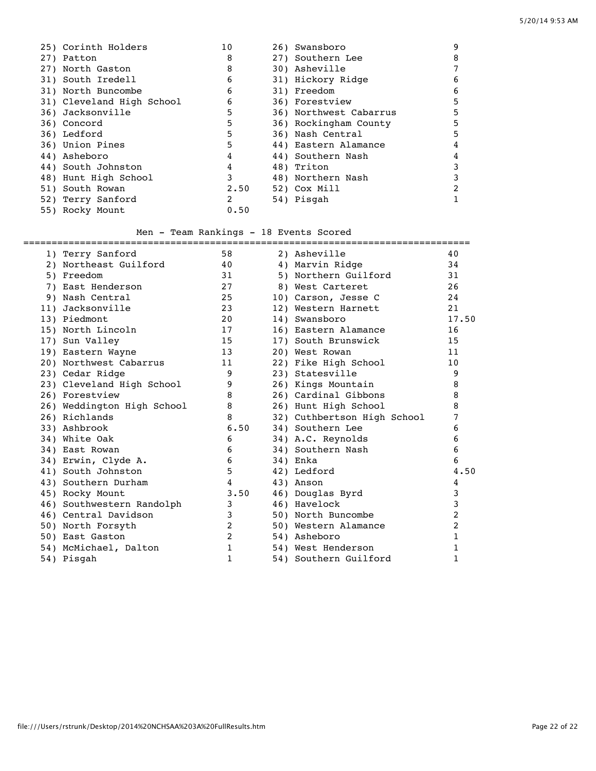| | | | |
|---|---|---|---|
| 25) Corinth Holders | 10 | 26) Swansboro | 9 |
| 27) Patton | 8 | 27) Southern Lee | 8 |
| 27) North Gaston | 8 | 30) Asheville | 7 |
| 31) South Iredell | 6 | 31) Hickory Ridge | 6 |
| 31) North Buncombe | 6 | 31) Freedom | 6 |
| 31) Cleveland High School | 6 | 36) Forestview | 5 |
| 36) Jacksonville | 5 | 36) Northwest Cabarrus | 5 |
| 36) Concord | 5 | 36) Rockingham County | 5 |
| 36) Ledford | 5 | 36) Nash Central | 5 |
| 36) Union Pines | 5 | 44) Eastern Alamance | 4 |
| 44) Asheboro | 4 | 44) Southern Nash | 4 |
| 44) South Johnston | 4 | 48) Triton | 3 |
| 48) Hunt High School | 3 | 48) Northern Nash | 3 |
| 51) South Rowan | 2.50 | 52) Cox Mill | 2 |
| 52) Terry Sanford | 2 | 54) Pisgah | 1 |
| 55) Rocky Mount | 0.50 | | |

## Men - Team Rankings - 18 Events Scored

| | | | |
|---|---|---|---|
| 1) Terry Sanford | 58 | 2) Asheville | 40 |
| 2) Northeast Guilford | 40 | 4) Marvin Ridge | 34 |
| 5) Freedom | 31 | 5) Northern Guilford | 31 |
| 7) East Henderson | 27 | 8) West Carteret | 26 |
| 9) Nash Central | 25 | 10) Carson, Jesse C | 24 |
| 11) Jacksonville | 23 | 12) Western Harnett | 21 |
| 13) Piedmont | 20 | 14) Swansboro | 17.50 |
| 15) North Lincoln | 17 | 16) Eastern Alamance | 16 |
| 17) Sun Valley | 15 | 17) South Brunswick | 15 |
| 19) Eastern Wayne | 13 | 20) West Rowan | 11 |
| 20) Northwest Cabarrus | 11 | 22) Fike High School | 10 |
| 23) Cedar Ridge | 9 | 23) Statesville | 9 |
| 23) Cleveland High School | 9 | 26) Kings Mountain | 8 |
| 26) Forestview | 8 | 26) Cardinal Gibbons | 8 |
| 26) Weddington High School | 8 | 26) Hunt High School | 8 |
| 26) Richlands | 8 | 32) Cuthbertson High School | 7 |
| 33) Ashbrook | 6.50 | 34) Southern Lee | 6 |
| 34) White Oak | 6 | 34) A.C. Reynolds | 6 |
| 34) East Rowan | 6 | 34) Southern Nash | 6 |
| 34) Erwin, Clyde A. | 6 | 34) Enka | 6 |
| 41) South Johnston | 5 | 42) Ledford | 4.50 |
| 43) Southern Durham | 4 | 43) Anson | 4 |
| 45) Rocky Mount | 3.50 | 46) Douglas Byrd | 3 |
| 46) Southwestern Randolph | 3 | 46) Havelock | 3 |
| 46) Central Davidson | 3 | 50) North Buncombe | 2 |
| 50) North Forsyth | 2 | 50) Western Alamance | 2 |
| 50) East Gaston | 2 | 54) Asheboro | 1 |
| 54) McMichael, Dalton | 1 | 54) West Henderson | 1 |
| 54) Pisgah | 1 | 54) Southern Guilford | 1 |